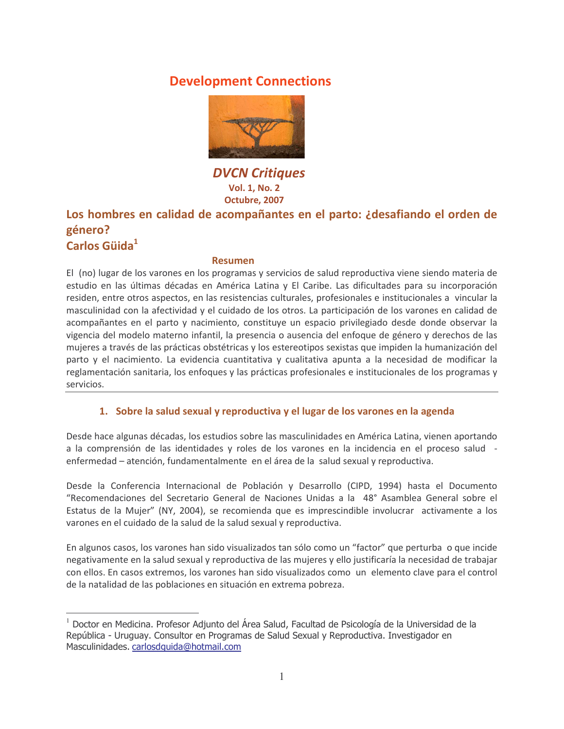# Development Connections

*DVCN Critiques*

**Vol. 1, No. 2**
**Octubre, 2007**

## Los hombres en calidad de acompañantes en el parto: ¿desafiando el orden de género?

**Carlos Güida[1]**

### Resumen

El (no) lugar de los varones en los programas y servicios de salud reproductiva viene siendo materia de estudio en las últimas décadas en América Latina y El Caribe. Las dificultades para su incorporación residen, entre otros aspectos, en las resistencias culturales, profesionales e institucionales a vincular la masculinidad con la afectividad y el cuidado de los otros. La participación de los varones en calidad de acompañantes en el parto y nacimiento, constituye un espacio privilegiado desde donde observar la vigencia del modelo materno infantil, la presencia o ausencia del enfoque de género y derechos de las mujeres a través de las prácticas obstétricas y los estereotipos sexistas que impiden la humanización del parto y el nacimiento. La evidencia cuantitativa y cualitativa apunta a la necesidad de modificar la reglamentación sanitaria, los enfoques y las prácticas profesionales e institucionales de los programas y servicios.

---

### 1. Sobre la salud sexual y reproductiva y el lugar de los varones en la agenda

Desde hace algunas décadas, los estudios sobre las masculinidades en América Latina, vienen aportando a la comprensión de las identidades y roles de los varones en la incidencia en el proceso salud - enfermedad – atención, fundamentalmente en el área de la salud sexual y reproductiva.

Desde la Conferencia Internacional de Población y Desarrollo (CIPD, 1994) hasta el Documento "Recomendaciones del Secretario General de Naciones Unidas a la 48° Asamblea General sobre el Estatus de la Mujer" (NY, 2004), se recomienda que es imprescindible involucrar activamente a los varones en el cuidado de la salud de la salud sexual y reproductiva.

En algunos casos, los varones han sido visualizados tan sólo como un "factor" que perturba o que incide negativamente en la salud sexual y reproductiva de las mujeres y ello justificaría la necesidad de trabajar con ellos. En casos extremos, los varones han sido visualizados como un elemento clave para el control de la natalidad de las poblaciones en situación en extrema pobreza.

---

[1] Doctor en Medicina. Profesor Adjunto del Área Salud, Facultad de Psicología de la Universidad de la República - Uruguay. Consultor en Programas de Salud Sexual y Reproductiva. Investigador en Masculinidades. carlosdguida@hotmail.com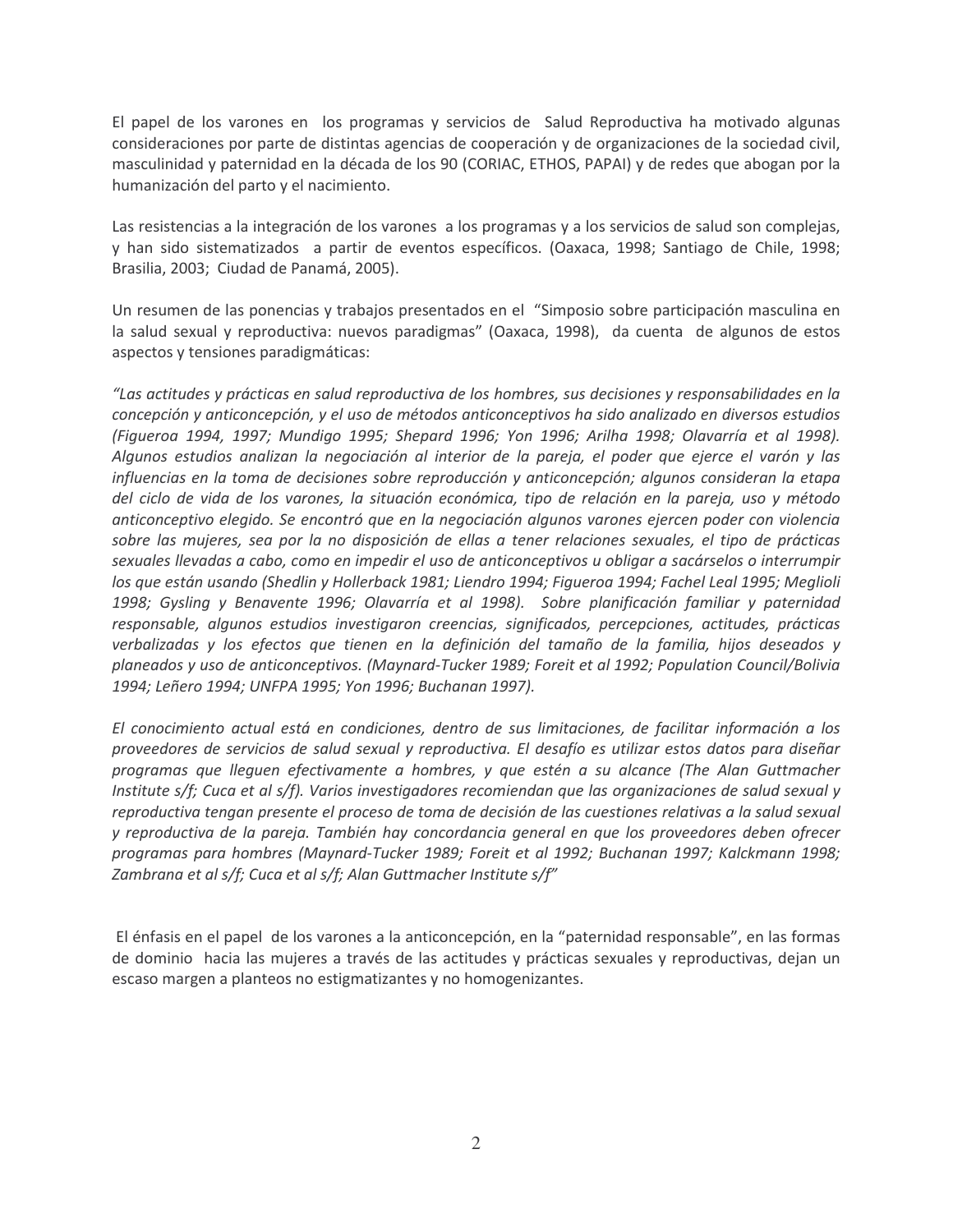El papel de los varones en los programas y servicios de Salud Reproductiva ha motivado algunas consideraciones por parte de distintas agencias de cooperación y de organizaciones de la sociedad civil, masculinidad y paternidad en la década de los 90 (CORIAC, ETHOS, PAPAI) y de redes que abogan por la humanización del parto y el nacimiento.

Las resistencias a la integración de los varones a los programas y a los servicios de salud son complejas, y han sido sistematizados a partir de eventos específicos. (Oaxaca, 1998; Santiago de Chile, 1998; Brasilia, 2003; Ciudad de Panamá, 2005).

Un resumen de las ponencias y trabajos presentados en el "Simposio sobre participación masculina en la salud sexual y reproductiva: nuevos paradigmas" (Oaxaca, 1998), da cuenta de algunos de estos aspectos y tensiones paradigmáticas:

*"Las actitudes y prácticas en salud reproductiva de los hombres, sus decisiones y responsabilidades en la concepción y anticoncepción, y el uso de métodos anticonceptivos ha sido analizado en diversos estudios (Figueroa 1994, 1997; Mundigo 1995; Shepard 1996; Yon 1996; Arilha 1998; Olavarría et al 1998). Algunos estudios analizan la negociación al interior de la pareja, el poder que ejerce el varón y las influencias en la toma de decisiones sobre reproducción y anticoncepción; algunos consideran la etapa del ciclo de vida de los varones, la situación económica, tipo de relación en la pareja, uso y método anticonceptivo elegido. Se encontró que en la negociación algunos varones ejercen poder con violencia sobre las mujeres, sea por la no disposición de ellas a tener relaciones sexuales, el tipo de prácticas sexuales llevadas a cabo, como en impedir el uso de anticonceptivos u obligar a sacárselos o interrumpir los que están usando (Shedlin y Hollerback 1981; Liendro 1994; Figueroa 1994; Fachel Leal 1995; Meglioli 1998; Gysling y Benavente 1996; Olavarría et al 1998). Sobre planificación familiar y paternidad responsable, algunos estudios investigaron creencias, significados, percepciones, actitudes, prácticas verbalizadas y los efectos que tienen en la definición del tamaño de la familia, hijos deseados y planeados y uso de anticonceptivos. (Maynard-Tucker 1989; Foreit et al 1992; Population Council/Bolivia 1994; Leñero 1994; UNFPA 1995; Yon 1996; Buchanan 1997).*

*El conocimiento actual está en condiciones, dentro de sus limitaciones, de facilitar información a los proveedores de servicios de salud sexual y reproductiva. El desafío es utilizar estos datos para diseñar programas que lleguen efectivamente a hombres, y que estén a su alcance (The Alan Guttmacher Institute s/f; Cuca et al s/f). Varios investigadores recomiendan que las organizaciones de salud sexual y reproductiva tengan presente el proceso de toma de decisión de las cuestiones relativas a la salud sexual y reproductiva de la pareja. También hay concordancia general en que los proveedores deben ofrecer programas para hombres (Maynard-Tucker 1989; Foreit et al 1992; Buchanan 1997; Kalckmann 1998; Zambrana et al s/f; Cuca et al s/f; Alan Guttmacher Institute s/f"*

El énfasis en el papel de los varones a la anticoncepción, en la "paternidad responsable", en las formas de dominio hacia las mujeres a través de las actitudes y prácticas sexuales y reproductivas, dejan un escaso margen a planteos no estigmatizantes y no homogenizantes.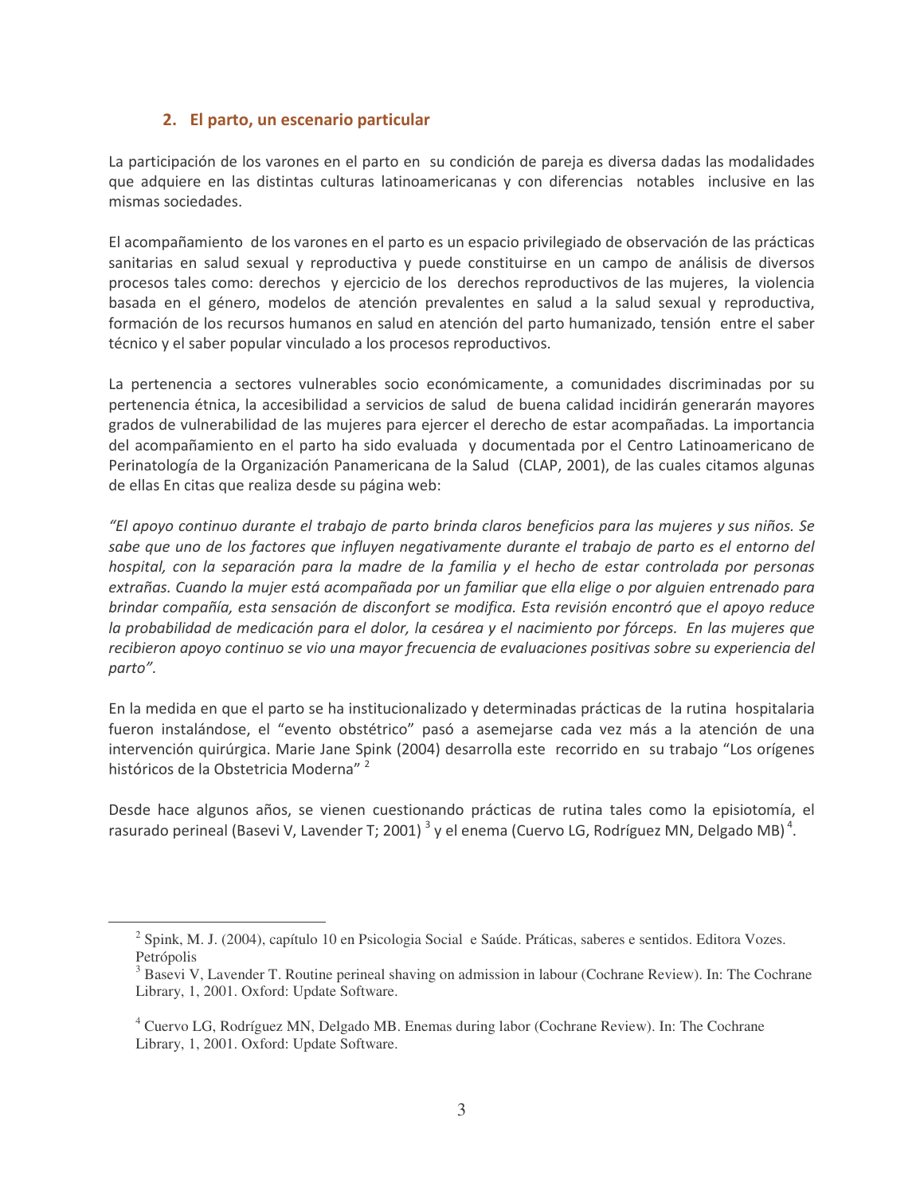## 2. El parto, un escenario particular

La participación de los varones en el parto en su condición de pareja es diversa dadas las modalidades que adquiere en las distintas culturas latinoamericanas y con diferencias notables inclusive en las mismas sociedades.

El acompañamiento de los varones en el parto es un espacio privilegiado de observación de las prácticas sanitarias en salud sexual y reproductiva y puede constituirse en un campo de análisis de diversos procesos tales como: derechos y ejercicio de los derechos reproductivos de las mujeres, la violencia basada en el género, modelos de atención prevalentes en salud a la salud sexual y reproductiva, formación de los recursos humanos en salud en atención del parto humanizado, tensión entre el saber técnico y el saber popular vinculado a los procesos reproductivos.

La pertenencia a sectores vulnerables socio económicamente, a comunidades discriminadas por su pertenencia étnica, la accesibilidad a servicios de salud de buena calidad incidirán generarán mayores grados de vulnerabilidad de las mujeres para ejercer el derecho de estar acompañadas. La importancia del acompañamiento en el parto ha sido evaluada y documentada por el Centro Latinoamericano de Perinatología de la Organización Panamericana de la Salud (CLAP, 2001), de las cuales citamos algunas de ellas En citas que realiza desde su página web:

*"El apoyo continuo durante el trabajo de parto brinda claros beneficios para las mujeres y sus niños. Se sabe que uno de los factores que influyen negativamente durante el trabajo de parto es el entorno del hospital, con la separación para la madre de la familia y el hecho de estar controlada por personas extrañas. Cuando la mujer está acompañada por un familiar que ella elige o por alguien entrenado para brindar compañía, esta sensación de disconfort se modifica. Esta revisión encontró que el apoyo reduce la probabilidad de medicación para el dolor, la cesárea y el nacimiento por fórceps. En las mujeres que recibieron apoyo continuo se vio una mayor frecuencia de evaluaciones positivas sobre su experiencia del parto".*

En la medida en que el parto se ha institucionalizado y determinadas prácticas de la rutina hospitalaria fueron instalándose, el "evento obstétrico" pasó a asemejarse cada vez más a la atención de una intervención quirúrgica. Marie Jane Spink (2004) desarrolla este recorrido en su trabajo "Los orígenes históricos de la Obstetricia Moderna" [2]

Desde hace algunos años, se vienen cuestionando prácticas de rutina tales como la episiotomía, el rasurado perineal (Basevi V, Lavender T; 2001) [3] y el enema (Cuervo LG, Rodríguez MN, Delgado MB) [4].

---

[2] Spink, M. J. (2004), capítulo 10 en Psicologia Social e Saúde. Práticas, saberes e sentidos. Editora Vozes. Petrópolis

[3] Basevi V, Lavender T. Routine perineal shaving on admission in labour (Cochrane Review). In: The Cochrane Library, 1, 2001. Oxford: Update Software.

[4] Cuervo LG, Rodríguez MN, Delgado MB. Enemas during labor (Cochrane Review). In: The Cochrane Library, 1, 2001. Oxford: Update Software.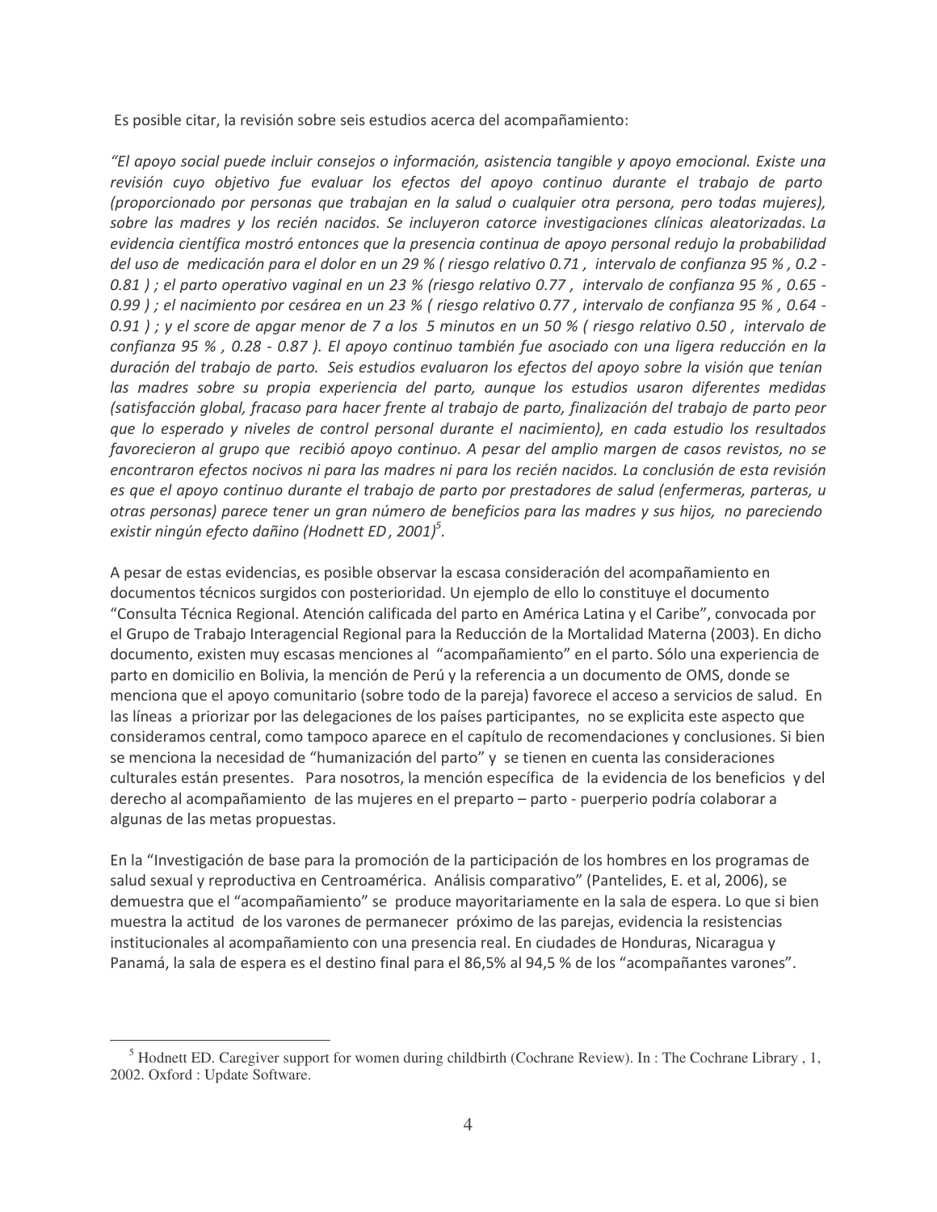Es posible citar, la revisión sobre seis estudios acerca del acompañamiento:

*"El apoyo social puede incluir consejos o información, asistencia tangible y apoyo emocional. Existe una revisión cuyo objetivo fue evaluar los efectos del apoyo continuo durante el trabajo de parto (proporcionado por personas que trabajan en la salud o cualquier otra persona, pero todas mujeres), sobre las madres y los recién nacidos. Se incluyeron catorce investigaciones clínicas aleatorizadas. La evidencia científica mostró entonces que la presencia continua de apoyo personal redujo la probabilidad del uso de medicación para el dolor en un 29 % ( riesgo relativo 0.71 , intervalo de confianza 95 % , 0.2 - 0.81 ) ; el parto operativo vaginal en un 23 % (riesgo relativo 0.77 , intervalo de confianza 95 % , 0.65 - 0.99 ) ; el nacimiento por cesárea en un 23 % ( riesgo relativo 0.77 , intervalo de confianza 95 % , 0.64 - 0.91 ) ; y el score de apgar menor de 7 a los 5 minutos en un 50 % ( riesgo relativo 0.50 , intervalo de confianza 95 % , 0.28 - 0.87 ). El apoyo continuo también fue asociado con una ligera reducción en la duración del trabajo de parto. Seis estudios evaluaron los efectos del apoyo sobre la visión que tenían las madres sobre su propia experiencia del parto, aunque los estudios usaron diferentes medidas (satisfacción global, fracaso para hacer frente al trabajo de parto, finalización del trabajo de parto peor que lo esperado y niveles de control personal durante el nacimiento), en cada estudio los resultados favorecieron al grupo que recibió apoyo continuo. A pesar del amplio margen de casos revistos, no se encontraron efectos nocivos ni para las madres ni para los recién nacidos. La conclusión de esta revisión es que el apoyo continuo durante el trabajo de parto por prestadores de salud (enfermeras, parteras, u otras personas) parece tener un gran número de beneficios para las madres y sus hijos, no pareciendo existir ningún efecto dañino (Hodnett ED , 2001)*[5].

A pesar de estas evidencias, es posible observar la escasa consideración del acompañamiento en documentos técnicos surgidos con posterioridad. Un ejemplo de ello lo constituye el documento "Consulta Técnica Regional. Atención calificada del parto en América Latina y el Caribe", convocada por el Grupo de Trabajo Interagencial Regional para la Reducción de la Mortalidad Materna (2003). En dicho documento, existen muy escasas menciones al "acompañamiento" en el parto. Sólo una experiencia de parto en domicilio en Bolivia, la mención de Perú y la referencia a un documento de OMS, donde se menciona que el apoyo comunitario (sobre todo de la pareja) favorece el acceso a servicios de salud. En las líneas a priorizar por las delegaciones de los países participantes, no se explicita este aspecto que consideramos central, como tampoco aparece en el capítulo de recomendaciones y conclusiones. Si bien se menciona la necesidad de "humanización del parto" y se tienen en cuenta las consideraciones culturales están presentes. Para nosotros, la mención específica de la evidencia de los beneficios y del derecho al acompañamiento de las mujeres en el preparto – parto - puerperio podría colaborar a algunas de las metas propuestas.

En la "Investigación de base para la promoción de la participación de los hombres en los programas de salud sexual y reproductiva en Centroamérica. Análisis comparativo" (Pantelides, E. et al, 2006), se demuestra que el "acompañamiento" se produce mayoritariamente en la sala de espera. Lo que si bien muestra la actitud de los varones de permanecer próximo de las parejas, evidencia la resistencias institucionales al acompañamiento con una presencia real. En ciudades de Honduras, Nicaragua y Panamá, la sala de espera es el destino final para el 86,5% al 94,5 % de los "acompañantes varones".

---

[5] Hodnett ED. Caregiver support for women during childbirth (Cochrane Review). In : The Cochrane Library , 1, 2002. Oxford : Update Software.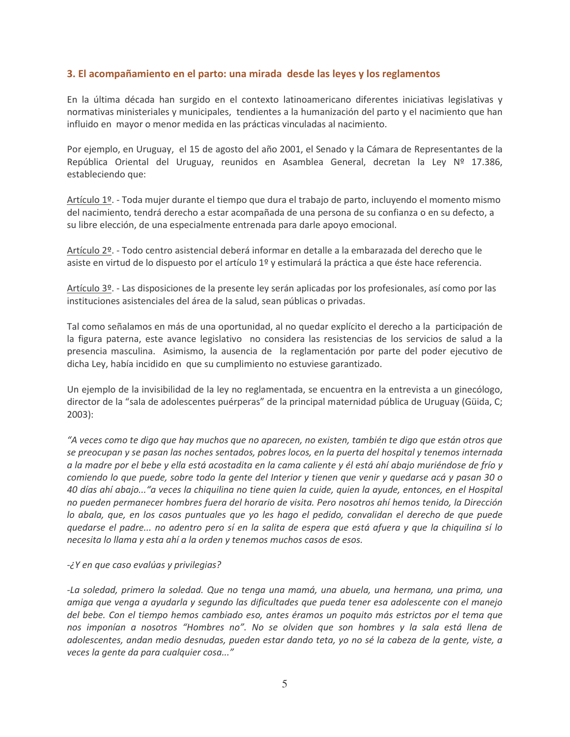## 3. El acompañamiento en el parto: una mirada desde las leyes y los reglamentos

En la última década han surgido en el contexto latinoamericano diferentes iniciativas legislativas y normativas ministeriales y municipales, tendientes a la humanización del parto y el nacimiento que han influido en mayor o menor medida en las prácticas vinculadas al nacimiento.

Por ejemplo, en Uruguay, el 15 de agosto del año 2001, el Senado y la Cámara de Representantes de la República Oriental del Uruguay, reunidos en Asamblea General, decretan la Ley Nº 17.386, estableciendo que:

<u>Artículo 1º</u>. - Toda mujer durante el tiempo que dura el trabajo de parto, incluyendo el momento mismo del nacimiento, tendrá derecho a estar acompañada de una persona de su confianza o en su defecto, a su libre elección, de una especialmente entrenada para darle apoyo emocional.

<u>Artículo 2º</u>. - Todo centro asistencial deberá informar en detalle a la embarazada del derecho que le asiste en virtud de lo dispuesto por el artículo 1º y estimulará la práctica a que éste hace referencia.

<u>Artículo 3º</u>. - Las disposiciones de la presente ley serán aplicadas por los profesionales, así como por las instituciones asistenciales del área de la salud, sean públicas o privadas.

Tal como señalamos en más de una oportunidad, al no quedar explícito el derecho a la participación de la figura paterna, este avance legislativo no considera las resistencias de los servicios de salud a la presencia masculina. Asimismo, la ausencia de la reglamentación por parte del poder ejecutivo de dicha Ley, había incidido en que su cumplimiento no estuviese garantizado.

Un ejemplo de la invisibilidad de la ley no reglamentada, se encuentra en la entrevista a un ginecólogo, director de la "sala de adolescentes puérperas" de la principal maternidad pública de Uruguay (Güida, C; 2003):

*"A veces como te digo que hay muchos que no aparecen, no existen, también te digo que están otros que se preocupan y se pasan las noches sentados, pobres locos, en la puerta del hospital y tenemos internada a la madre por el bebe y ella está acostadita en la cama caliente y él está ahí abajo muriéndose de frío y comiendo lo que puede, sobre todo la gente del Interior y tienen que venir y quedarse acá y pasan 30 o 40 días ahí abajo..."a veces la chiquilina no tiene quien la cuide, quien la ayude, entonces, en el Hospital no pueden permanecer hombres fuera del horario de visita. Pero nosotros ahí hemos tenido, la Dirección lo abala, que, en los casos puntuales que yo les hago el pedido, convalidan el derecho de que puede quedarse el padre... no adentro pero sí en la salita de espera que está afuera y que la chiquilina sí lo necesita lo llama y esta ahí a la orden y tenemos muchos casos de esos.*

*-¿Y en que caso evalúas y privilegias?*

*-La soledad, primero la soledad. Que no tenga una mamá, una abuela, una hermana, una prima, una amiga que venga a ayudarla y segundo las dificultades que pueda tener esa adolescente con el manejo del bebe. Con el tiempo hemos cambiado eso, antes éramos un poquito más estrictos por el tema que nos imponían a nosotros "Hombres no". No se olviden que son hombres y la sala está llena de adolescentes, andan medio desnudas, pueden estar dando teta, yo no sé la cabeza de la gente, viste, a veces la gente da para cualquier cosa..."*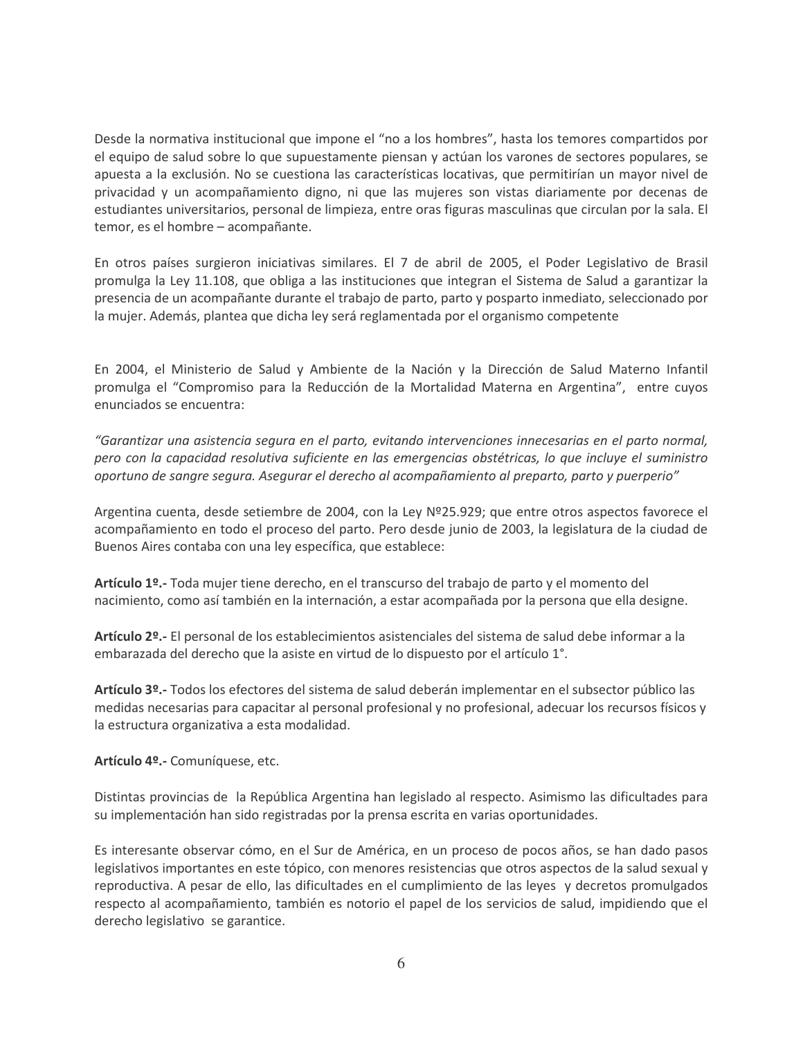Desde la normativa institucional que impone el "no a los hombres", hasta los temores compartidos por el equipo de salud sobre lo que supuestamente piensan y actúan los varones de sectores populares, se apuesta a la exclusión. No se cuestiona las características locativas, que permitirían un mayor nivel de privacidad y un acompañamiento digno, ni que las mujeres son vistas diariamente por decenas de estudiantes universitarios, personal de limpieza, entre oras figuras masculinas que circulan por la sala. El temor, es el hombre – acompañante.

En otros países surgieron iniciativas similares. El 7 de abril de 2005, el Poder Legislativo de Brasil promulga la Ley 11.108, que obliga a las instituciones que integran el Sistema de Salud a garantizar la presencia de un acompañante durante el trabajo de parto, parto y posparto inmediato, seleccionado por la mujer. Además, plantea que dicha ley será reglamentada por el organismo competente

En 2004, el Ministerio de Salud y Ambiente de la Nación y la Dirección de Salud Materno Infantil promulga el "Compromiso para la Reducción de la Mortalidad Materna en Argentina", entre cuyos enunciados se encuentra:

*"Garantizar una asistencia segura en el parto, evitando intervenciones innecesarias en el parto normal, pero con la capacidad resolutiva suficiente en las emergencias obstétricas, lo que incluye el suministro oportuno de sangre segura. Asegurar el derecho al acompañamiento al preparto, parto y puerperio"*

Argentina cuenta, desde setiembre de 2004, con la Ley Nº25.929; que entre otros aspectos favorece el acompañamiento en todo el proceso del parto. Pero desde junio de 2003, la legislatura de la ciudad de Buenos Aires contaba con una ley específica, que establece:

**Artículo 1º.-** Toda mujer tiene derecho, en el transcurso del trabajo de parto y el momento del nacimiento, como así también en la internación, a estar acompañada por la persona que ella designe.

**Artículo 2º.-** El personal de los establecimientos asistenciales del sistema de salud debe informar a la embarazada del derecho que la asiste en virtud de lo dispuesto por el artículo 1°.

**Artículo 3º.-** Todos los efectores del sistema de salud deberán implementar en el subsector público las medidas necesarias para capacitar al personal profesional y no profesional, adecuar los recursos físicos y la estructura organizativa a esta modalidad.

**Artículo 4º.-** Comuníquese, etc.

Distintas provincias de la República Argentina han legislado al respecto. Asimismo las dificultades para su implementación han sido registradas por la prensa escrita en varias oportunidades.

Es interesante observar cómo, en el Sur de América, en un proceso de pocos años, se han dado pasos legislativos importantes en este tópico, con menores resistencias que otros aspectos de la salud sexual y reproductiva. A pesar de ello, las dificultades en el cumplimiento de las leyes y decretos promulgados respecto al acompañamiento, también es notorio el papel de los servicios de salud, impidiendo que el derecho legislativo se garantice.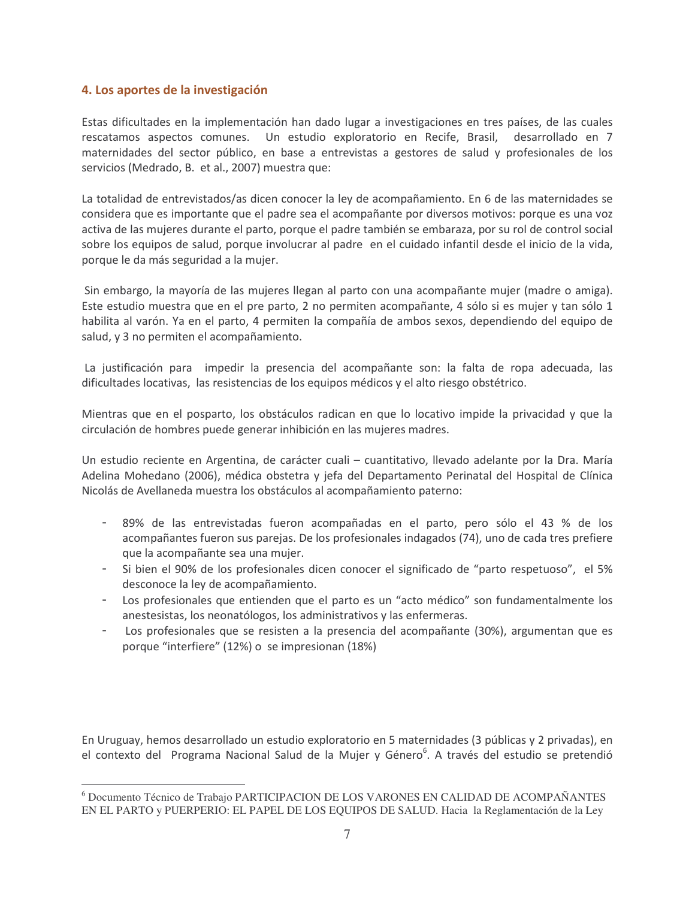## 4. Los aportes de la investigación

Estas dificultades en la implementación han dado lugar a investigaciones en tres países, de las cuales rescatamos aspectos comunes. Un estudio exploratorio en Recife, Brasil, desarrollado en 7 maternidades del sector público, en base a entrevistas a gestores de salud y profesionales de los servicios (Medrado, B. et al., 2007) muestra que:

La totalidad de entrevistados/as dicen conocer la ley de acompañamiento. En 6 de las maternidades se considera que es importante que el padre sea el acompañante por diversos motivos: porque es una voz activa de las mujeres durante el parto, porque el padre también se embaraza, por su rol de control social sobre los equipos de salud, porque involucrar al padre en el cuidado infantil desde el inicio de la vida, porque le da más seguridad a la mujer.

Sin embargo, la mayoría de las mujeres llegan al parto con una acompañante mujer (madre o amiga). Este estudio muestra que en el pre parto, 2 no permiten acompañante, 4 sólo si es mujer y tan sólo 1 habilita al varón. Ya en el parto, 4 permiten la compañía de ambos sexos, dependiendo del equipo de salud, y 3 no permiten el acompañamiento.

La justificación para impedir la presencia del acompañante son: la falta de ropa adecuada, las dificultades locativas, las resistencias de los equipos médicos y el alto riesgo obstétrico.

Mientras que en el posparto, los obstáculos radican en que lo locativo impide la privacidad y que la circulación de hombres puede generar inhibición en las mujeres madres.

Un estudio reciente en Argentina, de carácter cuali – cuantitativo, llevado adelante por la Dra. María Adelina Mohedano (2006), médica obstetra y jefa del Departamento Perinatal del Hospital de Clínica Nicolás de Avellaneda muestra los obstáculos al acompañamiento paterno:

- 89% de las entrevistadas fueron acompañadas en el parto, pero sólo el 43 % de los acompañantes fueron sus parejas. De los profesionales indagados (74), uno de cada tres prefiere que la acompañante sea una mujer.
- Si bien el 90% de los profesionales dicen conocer el significado de "parto respetuoso", el 5% desconoce la ley de acompañamiento.
- Los profesionales que entienden que el parto es un "acto médico" son fundamentalmente los anestesistas, los neonatólogos, los administrativos y las enfermeras.
- Los profesionales que se resisten a la presencia del acompañante (30%), argumentan que es porque "interfiere" (12%) o se impresionan (18%)

En Uruguay, hemos desarrollado un estudio exploratorio en 5 maternidades (3 públicas y 2 privadas), en el contexto del Programa Nacional Salud de la Mujer y Género[6]. A través del estudio se pretendió

[6] Documento Técnico de Trabajo PARTICIPACION DE LOS VARONES EN CALIDAD DE ACOMPAÑANTES EN EL PARTO y PUERPERIO: EL PAPEL DE LOS EQUIPOS DE SALUD. Hacia la Reglamentación de la Ley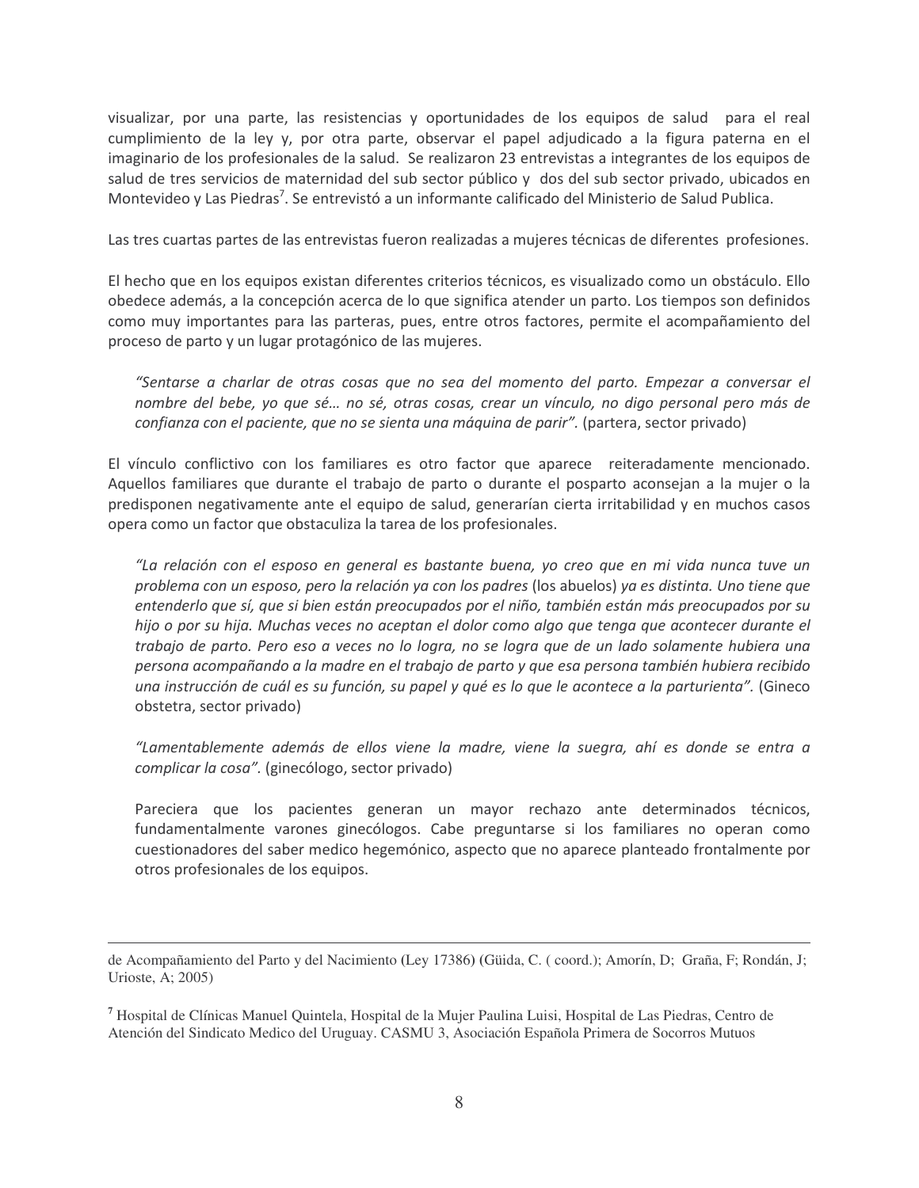visualizar, por una parte, las resistencias y oportunidades de los equipos de salud para el real cumplimiento de la ley y, por otra parte, observar el papel adjudicado a la figura paterna en el imaginario de los profesionales de la salud. Se realizaron 23 entrevistas a integrantes de los equipos de salud de tres servicios de maternidad del sub sector público y dos del sub sector privado, ubicados en Montevideo y Las Piedras[7]. Se entrevistó a un informante calificado del Ministerio de Salud Publica.

Las tres cuartas partes de las entrevistas fueron realizadas a mujeres técnicas de diferentes profesiones.

El hecho que en los equipos existan diferentes criterios técnicos, es visualizado como un obstáculo. Ello obedece además, a la concepción acerca de lo que significa atender un parto. Los tiempos son definidos como muy importantes para las parteras, pues, entre otros factores, permite el acompañamiento del proceso de parto y un lugar protagónico de las mujeres.

> *"Sentarse a charlar de otras cosas que no sea del momento del parto. Empezar a conversar el nombre del bebe, yo que sé… no sé, otras cosas, crear un vínculo, no digo personal pero más de confianza con el paciente, que no se sienta una máquina de parir".* (partera, sector privado)

El vínculo conflictivo con los familiares es otro factor que aparece reiteradamente mencionado. Aquellos familiares que durante el trabajo de parto o durante el posparto aconsejan a la mujer o la predisponen negativamente ante el equipo de salud, generarían cierta irritabilidad y en muchos casos opera como un factor que obstaculiza la tarea de los profesionales.

> *"La relación con el esposo en general es bastante buena, yo creo que en mi vida nunca tuve un problema con un esposo, pero la relación ya con los padres* (los abuelos) *ya es distinta. Uno tiene que entenderlo que sí, que si bien están preocupados por el niño, también están más preocupados por su hijo o por su hija. Muchas veces no aceptan el dolor como algo que tenga que acontecer durante el trabajo de parto. Pero eso a veces no lo logra, no se logra que de un lado solamente hubiera una persona acompañando a la madre en el trabajo de parto y que esa persona también hubiera recibido una instrucción de cuál es su función, su papel y qué es lo que le acontece a la parturienta".* (Gineco obstetra, sector privado)

> *"Lamentablemente además de ellos viene la madre, viene la suegra, ahí es donde se entra a complicar la cosa".* (ginecólogo, sector privado)

> Pareciera que los pacientes generan un mayor rechazo ante determinados técnicos, fundamentalmente varones ginecólogos. Cabe preguntarse si los familiares no operan como cuestionadores del saber medico hegemónico, aspecto que no aparece planteado frontalmente por otros profesionales de los equipos.

---

de Acompañamiento del Parto y del Nacimiento (Ley 17386) (Güida, C. ( coord.); Amorín, D; Graña, F; Rondán, J; Urioste, A; 2005)

[7] Hospital de Clínicas Manuel Quintela, Hospital de la Mujer Paulina Luisi, Hospital de Las Piedras, Centro de Atención del Sindicato Medico del Uruguay. CASMU 3, Asociación Española Primera de Socorros Mutuos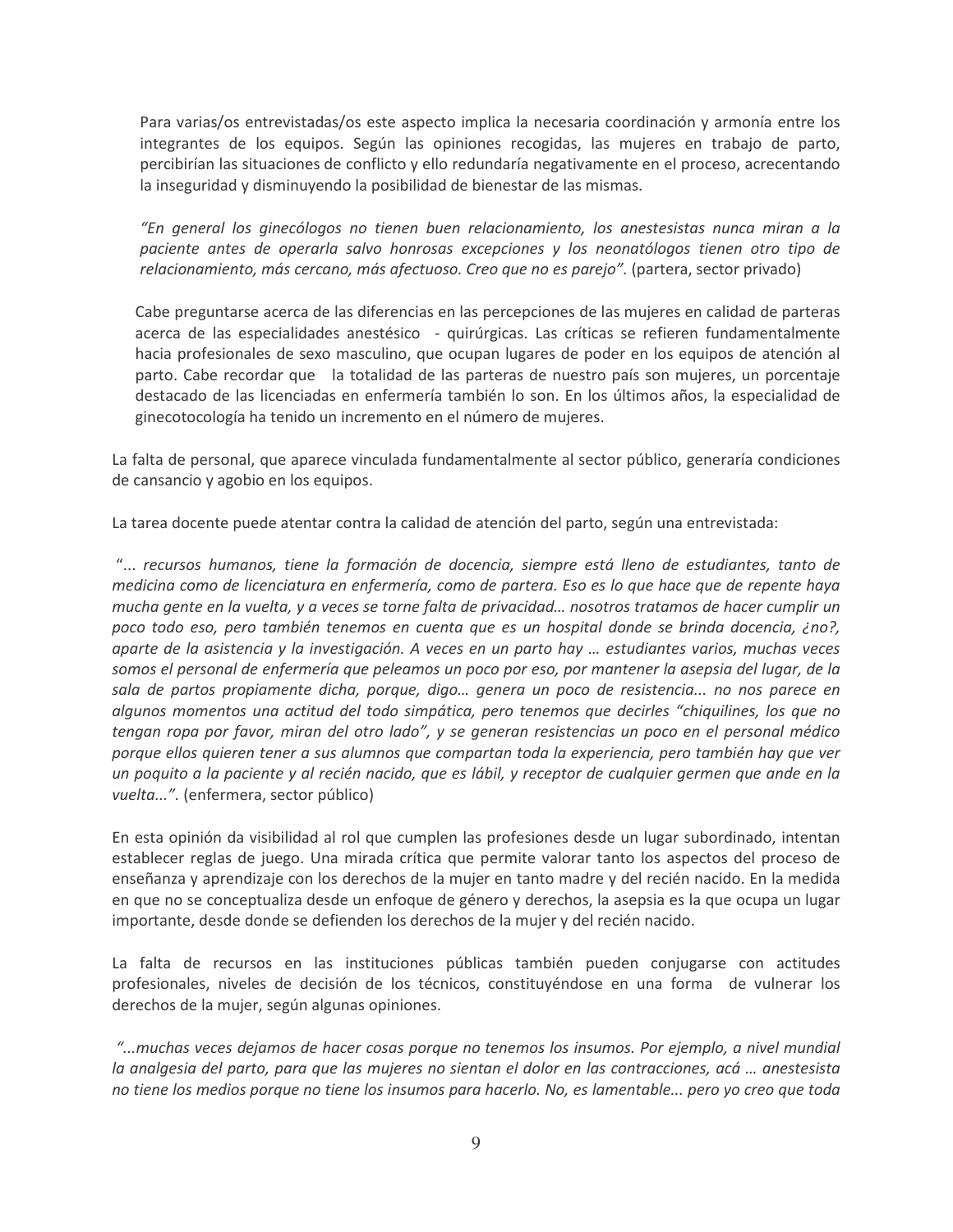Para varias/os entrevistadas/os este aspecto implica la necesaria coordinación y armonía entre los integrantes de los equipos. Según las opiniones recogidas, las mujeres en trabajo de parto, percibirían las situaciones de conflicto y ello redundaría negativamente en el proceso, acrecentando la inseguridad y disminuyendo la posibilidad de bienestar de las mismas.

*"En general los ginecólogos no tienen buen relacionamiento, los anestesistas nunca miran a la paciente antes de operarla salvo honrosas excepciones y los neonatólogos tienen otro tipo de relacionamiento, más cercano, más afectuoso. Creo que no es parejo".* (partera, sector privado)

Cabe preguntarse acerca de las diferencias en las percepciones de las mujeres en calidad de parteras acerca de las especialidades anestésico - quirúrgicas. Las críticas se refieren fundamentalmente hacia profesionales de sexo masculino, que ocupan lugares de poder en los equipos de atención al parto. Cabe recordar que la totalidad de las parteras de nuestro país son mujeres, un porcentaje destacado de las licenciadas en enfermería también lo son. En los últimos años, la especialidad de ginecotocología ha tenido un incremento en el número de mujeres.

La falta de personal, que aparece vinculada fundamentalmente al sector público, generaría condiciones de cansancio y agobio en los equipos.

La tarea docente puede atentar contra la calidad de atención del parto, según una entrevistada:

*"... recursos humanos, tiene la formación de docencia, siempre está lleno de estudiantes, tanto de medicina como de licenciatura en enfermería, como de partera. Eso es lo que hace que de repente haya mucha gente en la vuelta, y a veces se torne falta de privacidad… nosotros tratamos de hacer cumplir un poco todo eso, pero también tenemos en cuenta que es un hospital donde se brinda docencia, ¿no?, aparte de la asistencia y la investigación. A veces en un parto hay … estudiantes varios, muchas veces somos el personal de enfermería que peleamos un poco por eso, por mantener la asepsia del lugar, de la sala de partos propiamente dicha, porque, digo… genera un poco de resistencia... no nos parece en algunos momentos una actitud del todo simpática, pero tenemos que decirles "chiquilines, los que no tengan ropa por favor, miran del otro lado", y se generan resistencias un poco en el personal médico porque ellos quieren tener a sus alumnos que compartan toda la experiencia, pero también hay que ver un poquito a la paciente y al recién nacido, que es lábil, y receptor de cualquier germen que ande en la vuelta...".* (enfermera, sector público)

En esta opinión da visibilidad al rol que cumplen las profesiones desde un lugar subordinado, intentan establecer reglas de juego. Una mirada crítica que permite valorar tanto los aspectos del proceso de enseñanza y aprendizaje con los derechos de la mujer en tanto madre y del recién nacido. En la medida en que no se conceptualiza desde un enfoque de género y derechos, la asepsia es la que ocupa un lugar importante, desde donde se defienden los derechos de la mujer y del recién nacido.

La falta de recursos en las instituciones públicas también pueden conjugarse con actitudes profesionales, niveles de decisión de los técnicos, constituyéndose en una forma de vulnerar los derechos de la mujer, según algunas opiniones.

*"...muchas veces dejamos de hacer cosas porque no tenemos los insumos. Por ejemplo, a nivel mundial la analgesia del parto, para que las mujeres no sientan el dolor en las contracciones, acá … anestesista no tiene los medios porque no tiene los insumos para hacerlo. No, es lamentable... pero yo creo que toda*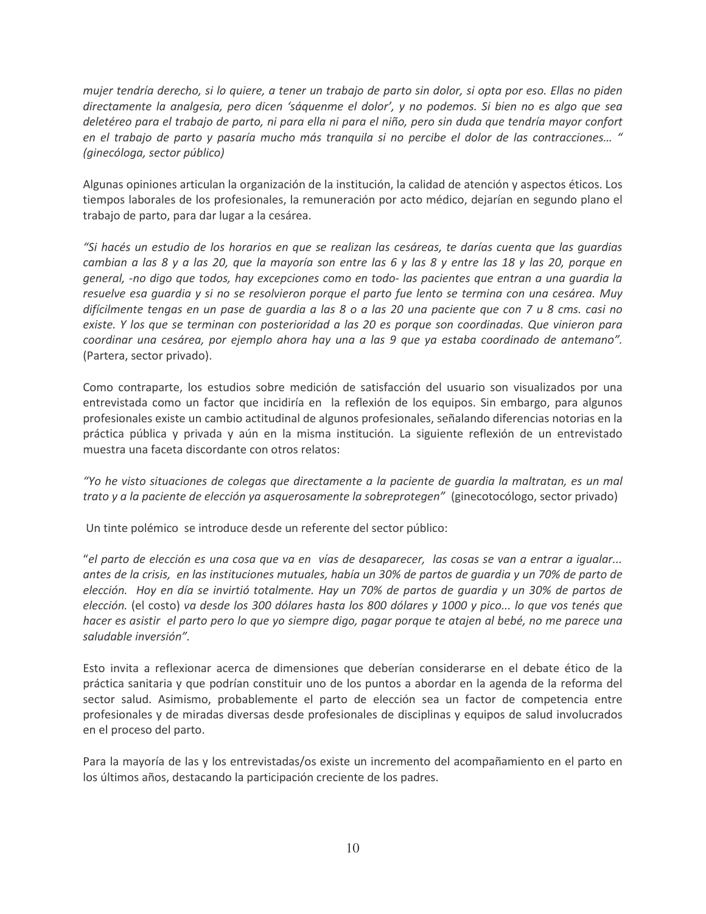*mujer tendría derecho, si lo quiere, a tener un trabajo de parto sin dolor, si opta por eso. Ellas no piden directamente la analgesia, pero dicen 'sáquenme el dolor', y no podemos. Si bien no es algo que sea deletéreo para el trabajo de parto, ni para ella ni para el niño, pero sin duda que tendría mayor confort en el trabajo de parto y pasaría mucho más tranquila si no percibe el dolor de las contracciones… " (ginecóloga, sector público)*

Algunas opiniones articulan la organización de la institución, la calidad de atención y aspectos éticos. Los tiempos laborales de los profesionales, la remuneración por acto médico, dejarían en segundo plano el trabajo de parto, para dar lugar a la cesárea.

*"Si hacés un estudio de los horarios en que se realizan las cesáreas, te darías cuenta que las guardias cambian a las 8 y a las 20, que la mayoría son entre las 6 y las 8 y entre las 18 y las 20, porque en general, -no digo que todos, hay excepciones como en todo- las pacientes que entran a una guardia la resuelve esa guardia y si no se resolvieron porque el parto fue lento se termina con una cesárea. Muy difícilmente tengas en un pase de guardia a las 8 o a las 20 una paciente que con 7 u 8 cms. casi no existe. Y los que se terminan con posterioridad a las 20 es porque son coordinadas. Que vinieron para coordinar una cesárea, por ejemplo ahora hay una a las 9 que ya estaba coordinado de antemano".* (Partera, sector privado).

Como contraparte, los estudios sobre medición de satisfacción del usuario son visualizados por una entrevistada como un factor que incidiría en la reflexión de los equipos. Sin embargo, para algunos profesionales existe un cambio actitudinal de algunos profesionales, señalando diferencias notorias en la práctica pública y privada y aún en la misma institución. La siguiente reflexión de un entrevistado muestra una faceta discordante con otros relatos:

*"Yo he visto situaciones de colegas que directamente a la paciente de guardia la maltratan, es un mal trato y a la paciente de elección ya asquerosamente la sobreprotegen"* (ginecotocólogo, sector privado)

Un tinte polémico se introduce desde un referente del sector público:

"*el parto de elección es una cosa que va en vías de desaparecer, las cosas se van a entrar a igualar... antes de la crisis, en las instituciones mutuales, había un 30% de partos de guardia y un 70% de parto de elección. Hoy en día se invirtió totalmente. Hay un 70% de partos de guardia y un 30% de partos de elección.* (el costo) *va desde los 300 dólares hasta los 800 dólares y 1000 y pico... lo que vos tenés que hacer es asistir el parto pero lo que yo siempre digo, pagar porque te atajen al bebé, no me parece una saludable inversión".*

Esto invita a reflexionar acerca de dimensiones que deberían considerarse en el debate ético de la práctica sanitaria y que podrían constituir uno de los puntos a abordar en la agenda de la reforma del sector salud. Asimismo, probablemente el parto de elección sea un factor de competencia entre profesionales y de miradas diversas desde profesionales de disciplinas y equipos de salud involucrados en el proceso del parto.

Para la mayoría de las y los entrevistadas/os existe un incremento del acompañamiento en el parto en los últimos años, destacando la participación creciente de los padres.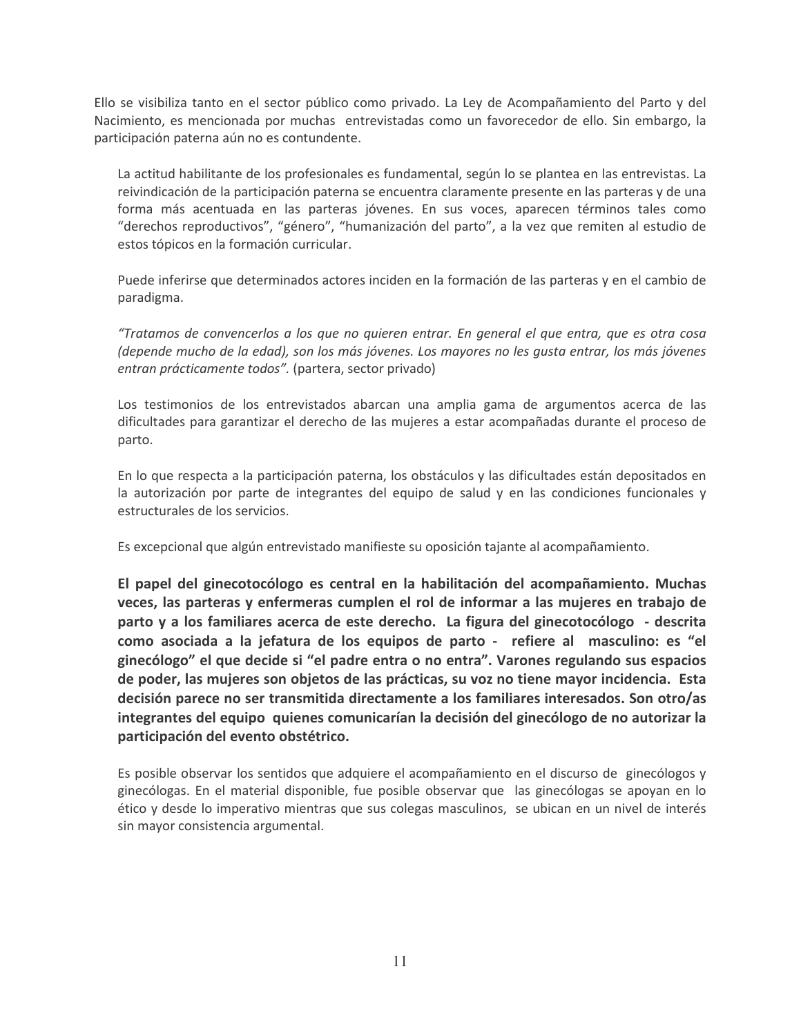Ello se visibiliza tanto en el sector público como privado. La Ley de Acompañamiento del Parto y del Nacimiento, es mencionada por muchas entrevistadas como un favorecedor de ello. Sin embargo, la participación paterna aún no es contundente.

La actitud habilitante de los profesionales es fundamental, según lo se plantea en las entrevistas. La reivindicación de la participación paterna se encuentra claramente presente en las parteras y de una forma más acentuada en las parteras jóvenes. En sus voces, aparecen términos tales como "derechos reproductivos", "género", "humanización del parto", a la vez que remiten al estudio de estos tópicos en la formación curricular.

Puede inferirse que determinados actores inciden en la formación de las parteras y en el cambio de paradigma.

*"Tratamos de convencerlos a los que no quieren entrar. En general el que entra, que es otra cosa (depende mucho de la edad), son los más jóvenes. Los mayores no les gusta entrar, los más jóvenes entran prácticamente todos".* (partera, sector privado)

Los testimonios de los entrevistados abarcan una amplia gama de argumentos acerca de las dificultades para garantizar el derecho de las mujeres a estar acompañadas durante el proceso de parto.

En lo que respecta a la participación paterna, los obstáculos y las dificultades están depositados en la autorización por parte de integrantes del equipo de salud y en las condiciones funcionales y estructurales de los servicios.

Es excepcional que algún entrevistado manifieste su oposición tajante al acompañamiento.

**El papel del ginecotocólogo es central en la habilitación del acompañamiento. Muchas veces, las parteras y enfermeras cumplen el rol de informar a las mujeres en trabajo de parto y a los familiares acerca de este derecho. La figura del ginecotocólogo - descrita como asociada a la jefatura de los equipos de parto - refiere al masculino: es "el ginecólogo" el que decide si "el padre entra o no entra". Varones regulando sus espacios de poder, las mujeres son objetos de las prácticas, su voz no tiene mayor incidencia. Esta decisión parece no ser transmitida directamente a los familiares interesados. Son otro/as integrantes del equipo quienes comunicarían la decisión del ginecólogo de no autorizar la participación del evento obstétrico.**

Es posible observar los sentidos que adquiere el acompañamiento en el discurso de ginecólogos y ginecólogas. En el material disponible, fue posible observar que las ginecólogas se apoyan en lo ético y desde lo imperativo mientras que sus colegas masculinos, se ubican en un nivel de interés sin mayor consistencia argumental.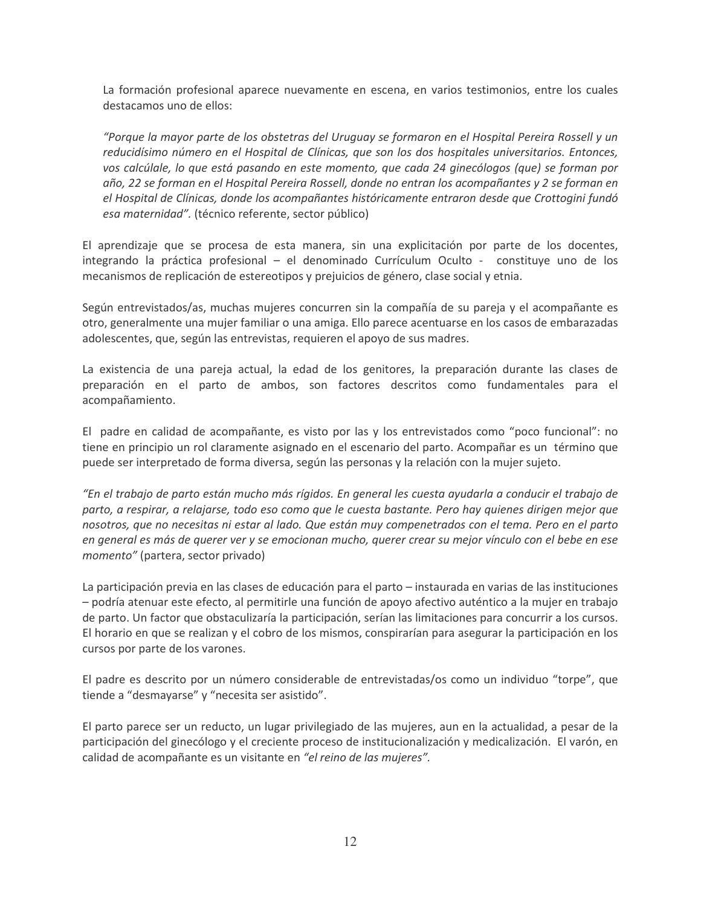La formación profesional aparece nuevamente en escena, en varios testimonios, entre los cuales destacamos uno de ellos:

> *"Porque la mayor parte de los obstetras del Uruguay se formaron en el Hospital Pereira Rossell y un reducidísimo número en el Hospital de Clínicas, que son los dos hospitales universitarios. Entonces, vos calcúlale, lo que está pasando en este momento, que cada 24 ginecólogos (que) se forman por año, 22 se forman en el Hospital Pereira Rossell, donde no entran los acompañantes y 2 se forman en el Hospital de Clínicas, donde los acompañantes históricamente entraron desde que Crottogini fundó esa maternidad".* (técnico referente, sector público)

El aprendizaje que se procesa de esta manera, sin una explicitación por parte de los docentes, integrando la práctica profesional – el denominado Currículum Oculto - constituye uno de los mecanismos de replicación de estereotipos y prejuicios de género, clase social y etnia.

Según entrevistados/as, muchas mujeres concurren sin la compañía de su pareja y el acompañante es otro, generalmente una mujer familiar o una amiga. Ello parece acentuarse en los casos de embarazadas adolescentes, que, según las entrevistas, requieren el apoyo de sus madres.

La existencia de una pareja actual, la edad de los genitores, la preparación durante las clases de preparación en el parto de ambos, son factores descritos como fundamentales para el acompañamiento.

El padre en calidad de acompañante, es visto por las y los entrevistados como "poco funcional": no tiene en principio un rol claramente asignado en el escenario del parto. Acompañar es un término que puede ser interpretado de forma diversa, según las personas y la relación con la mujer sujeto.

*"En el trabajo de parto están mucho más rígidos. En general les cuesta ayudarla a conducir el trabajo de parto, a respirar, a relajarse, todo eso como que le cuesta bastante. Pero hay quienes dirigen mejor que nosotros, que no necesitas ni estar al lado. Que están muy compenetrados con el tema. Pero en el parto en general es más de querer ver y se emocionan mucho, querer crear su mejor vínculo con el bebe en ese momento"* (partera, sector privado)

La participación previa en las clases de educación para el parto – instaurada en varias de las instituciones – podría atenuar este efecto, al permitirle una función de apoyo afectivo auténtico a la mujer en trabajo de parto. Un factor que obstaculizaría la participación, serían las limitaciones para concurrir a los cursos. El horario en que se realizan y el cobro de los mismos, conspirarían para asegurar la participación en los cursos por parte de los varones.

El padre es descrito por un número considerable de entrevistadas/os como un individuo "torpe", que tiende a "desmayarse" y "necesita ser asistido".

El parto parece ser un reducto, un lugar privilegiado de las mujeres, aun en la actualidad, a pesar de la participación del ginecólogo y el creciente proceso de institucionalización y medicalización. El varón, en calidad de acompañante es un visitante en *"el reino de las mujeres".*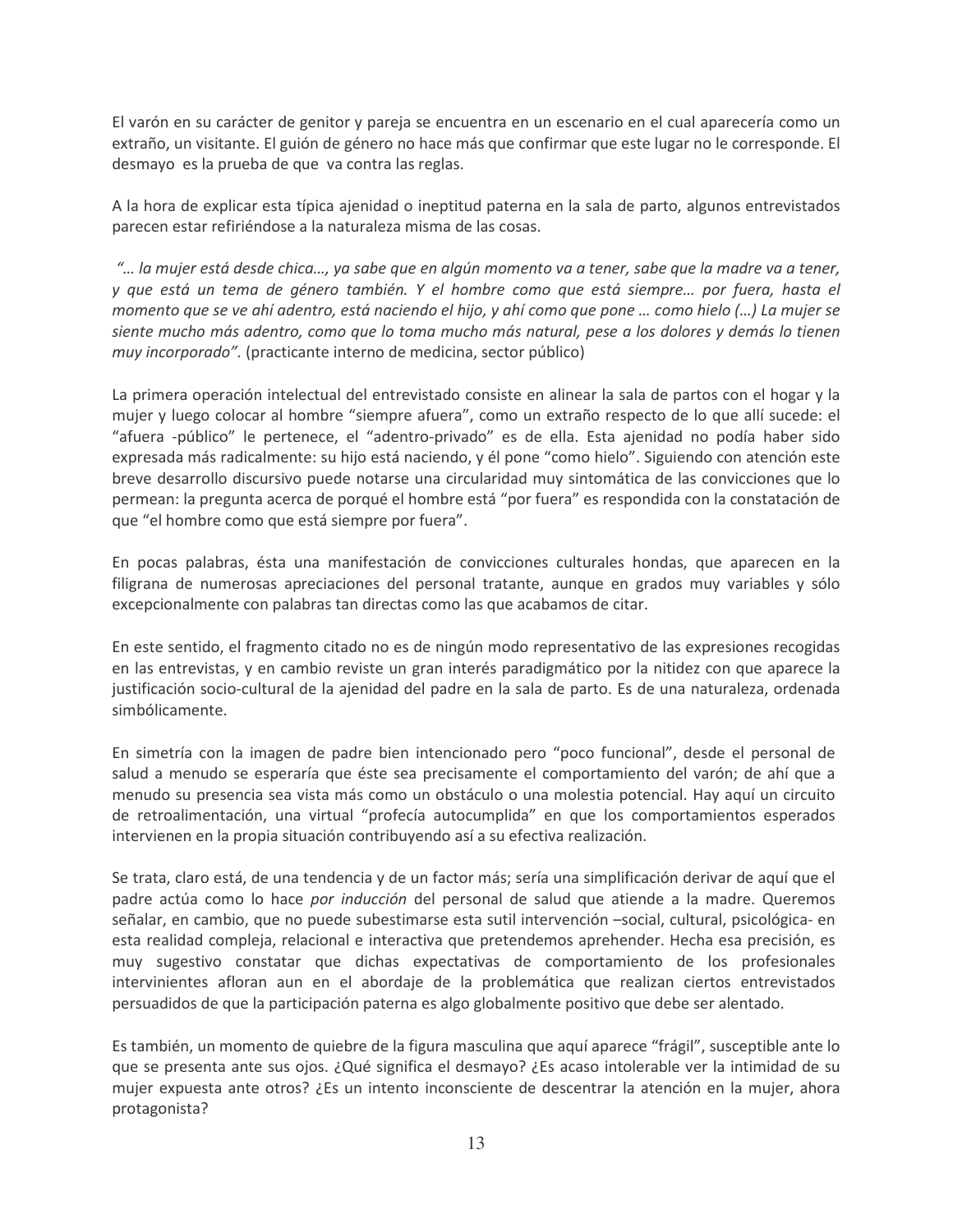El varón en su carácter de genitor y pareja se encuentra en un escenario en el cual aparecería como un extraño, un visitante. El guión de género no hace más que confirmar que este lugar no le corresponde. El desmayo es la prueba de que va contra las reglas.

A la hora de explicar esta típica ajenidad o ineptitud paterna en la sala de parto, algunos entrevistados parecen estar refiriéndose a la naturaleza misma de las cosas.

*"… la mujer está desde chica…, ya sabe que en algún momento va a tener, sabe que la madre va a tener, y que está un tema de género también. Y el hombre como que está siempre… por fuera, hasta el momento que se ve ahí adentro, está naciendo el hijo, y ahí como que pone … como hielo (…) La mujer se siente mucho más adentro, como que lo toma mucho más natural, pese a los dolores y demás lo tienen muy incorporado".* (practicante interno de medicina, sector público)

La primera operación intelectual del entrevistado consiste en alinear la sala de partos con el hogar y la mujer y luego colocar al hombre "siempre afuera", como un extraño respecto de lo que allí sucede: el "afuera -público" le pertenece, el "adentro-privado" es de ella. Esta ajenidad no podía haber sido expresada más radicalmente: su hijo está naciendo, y él pone "como hielo". Siguiendo con atención este breve desarrollo discursivo puede notarse una circularidad muy sintomática de las convicciones que lo permean: la pregunta acerca de porqué el hombre está "por fuera" es respondida con la constatación de que "el hombre como que está siempre por fuera".

En pocas palabras, ésta una manifestación de convicciones culturales hondas, que aparecen en la filigrana de numerosas apreciaciones del personal tratante, aunque en grados muy variables y sólo excepcionalmente con palabras tan directas como las que acabamos de citar.

En este sentido, el fragmento citado no es de ningún modo representativo de las expresiones recogidas en las entrevistas, y en cambio reviste un gran interés paradigmático por la nitidez con que aparece la justificación socio-cultural de la ajenidad del padre en la sala de parto. Es de una naturaleza, ordenada simbólicamente.

En simetría con la imagen de padre bien intencionado pero "poco funcional", desde el personal de salud a menudo se esperaría que éste sea precisamente el comportamiento del varón; de ahí que a menudo su presencia sea vista más como un obstáculo o una molestia potencial. Hay aquí un circuito de retroalimentación, una virtual "profecía autocumplida" en que los comportamientos esperados intervienen en la propia situación contribuyendo así a su efectiva realización.

Se trata, claro está, de una tendencia y de un factor más; sería una simplificación derivar de aquí que el padre actúa como lo hace *por inducción* del personal de salud que atiende a la madre. Queremos señalar, en cambio, que no puede subestimarse esta sutil intervención –social, cultural, psicológica- en esta realidad compleja, relacional e interactiva que pretendemos aprehender. Hecha esa precisión, es muy sugestivo constatar que dichas expectativas de comportamiento de los profesionales intervinientes afloran aun en el abordaje de la problemática que realizan ciertos entrevistados persuadidos de que la participación paterna es algo globalmente positivo que debe ser alentado.

Es también, un momento de quiebre de la figura masculina que aquí aparece "frágil", susceptible ante lo que se presenta ante sus ojos. ¿Qué significa el desmayo? ¿Es acaso intolerable ver la intimidad de su mujer expuesta ante otros? ¿Es un intento inconsciente de descentrar la atención en la mujer, ahora protagonista?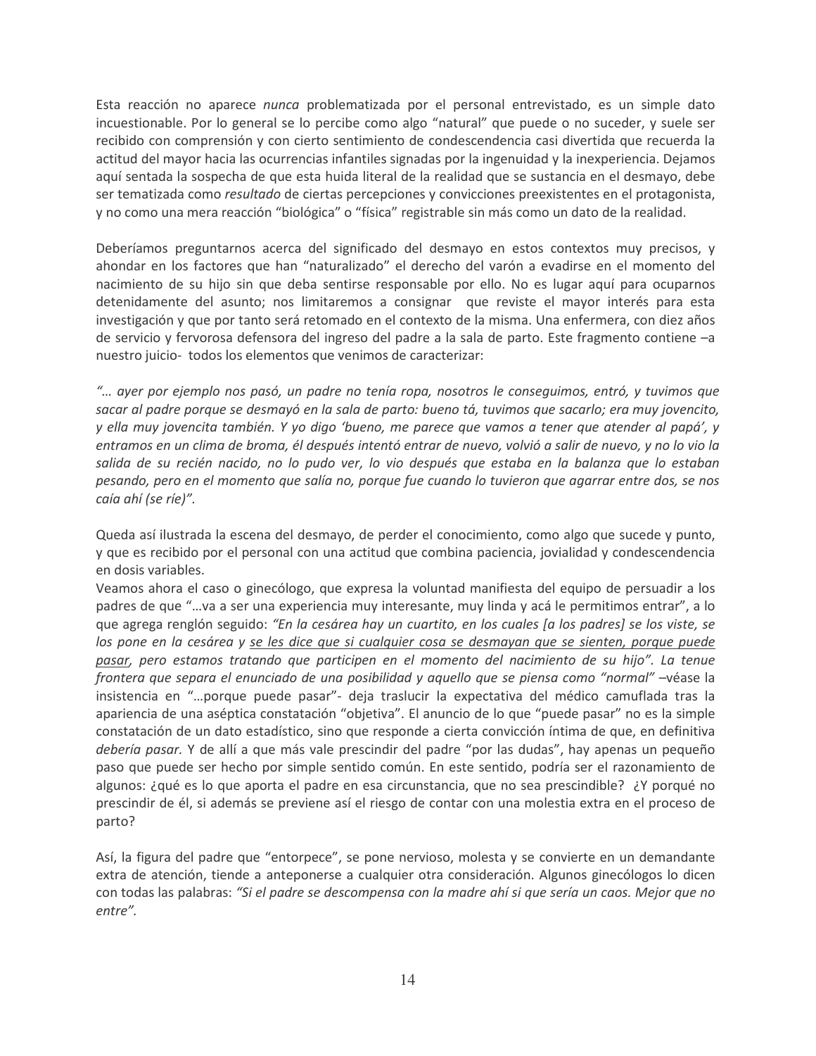Esta reacción no aparece *nunca* problematizada por el personal entrevistado, es un simple dato incuestionable. Por lo general se lo percibe como algo "natural" que puede o no suceder, y suele ser recibido con comprensión y con cierto sentimiento de condescendencia casi divertida que recuerda la actitud del mayor hacia las ocurrencias infantiles signadas por la ingenuidad y la inexperiencia. Dejamos aquí sentada la sospecha de que esta huida literal de la realidad que se sustancia en el desmayo, debe ser tematizada como *resultado* de ciertas percepciones y convicciones preexistentes en el protagonista, y no como una mera reacción "biológica" o "física" registrable sin más como un dato de la realidad.

Deberíamos preguntarnos acerca del significado del desmayo en estos contextos muy precisos, y ahondar en los factores que han "naturalizado" el derecho del varón a evadirse en el momento del nacimiento de su hijo sin que deba sentirse responsable por ello. No es lugar aquí para ocuparnos detenidamente del asunto; nos limitaremos a consignar que reviste el mayor interés para esta investigación y que por tanto será retomado en el contexto de la misma. Una enfermera, con diez años de servicio y fervorosa defensora del ingreso del padre a la sala de parto. Este fragmento contiene –a nuestro juicio- todos los elementos que venimos de caracterizar:

*"… ayer por ejemplo nos pasó, un padre no tenía ropa, nosotros le conseguimos, entró, y tuvimos que sacar al padre porque se desmayó en la sala de parto: bueno tá, tuvimos que sacarlo; era muy jovencito, y ella muy jovencita también. Y yo digo 'bueno, me parece que vamos a tener que atender al papá', y entramos en un clima de broma, él después intentó entrar de nuevo, volvió a salir de nuevo, y no lo vio la salida de su recién nacido, no lo pudo ver, lo vio después que estaba en la balanza que lo estaban pesando, pero en el momento que salía no, porque fue cuando lo tuvieron que agarrar entre dos, se nos caía ahí (se ríe)".*

Queda así ilustrada la escena del desmayo, de perder el conocimiento, como algo que sucede y punto, y que es recibido por el personal con una actitud que combina paciencia, jovialidad y condescendencia en dosis variables.

Veamos ahora el caso o ginecólogo, que expresa la voluntad manifiesta del equipo de persuadir a los padres de que "…va a ser una experiencia muy interesante, muy linda y acá le permitimos entrar", a lo que agrega renglón seguido: *"En la cesárea hay un cuartito, en los cuales [a los padres] se los viste, se los pone en la cesárea y <u>se les dice que si cualquier cosa se desmayan que se sienten, porque puede pasar</u>, pero estamos tratando que participen en el momento del nacimiento de su hijo". La tenue frontera que separa el enunciado de una posibilidad y aquello que se piensa como "normal"* –véase la insistencia en "…porque puede pasar"- deja traslucir la expectativa del médico camuflada tras la apariencia de una aséptica constatación "objetiva". El anuncio de lo que "puede pasar" no es la simple constatación de un dato estadístico, sino que responde a cierta convicción íntima de que, en definitiva *debería pasar*. Y de allí a que más vale prescindir del padre "por las dudas", hay apenas un pequeño paso que puede ser hecho por simple sentido común. En este sentido, podría ser el razonamiento de algunos: ¿qué es lo que aporta el padre en esa circunstancia, que no sea prescindible? ¿Y porqué no prescindir de él, si además se previene así el riesgo de contar con una molestia extra en el proceso de parto?

Así, la figura del padre que "entorpece", se pone nervioso, molesta y se convierte en un demandante extra de atención, tiende a anteponerse a cualquier otra consideración. Algunos ginecólogos lo dicen con todas las palabras: *"Si el padre se descompensa con la madre ahí si que sería un caos. Mejor que no entre".*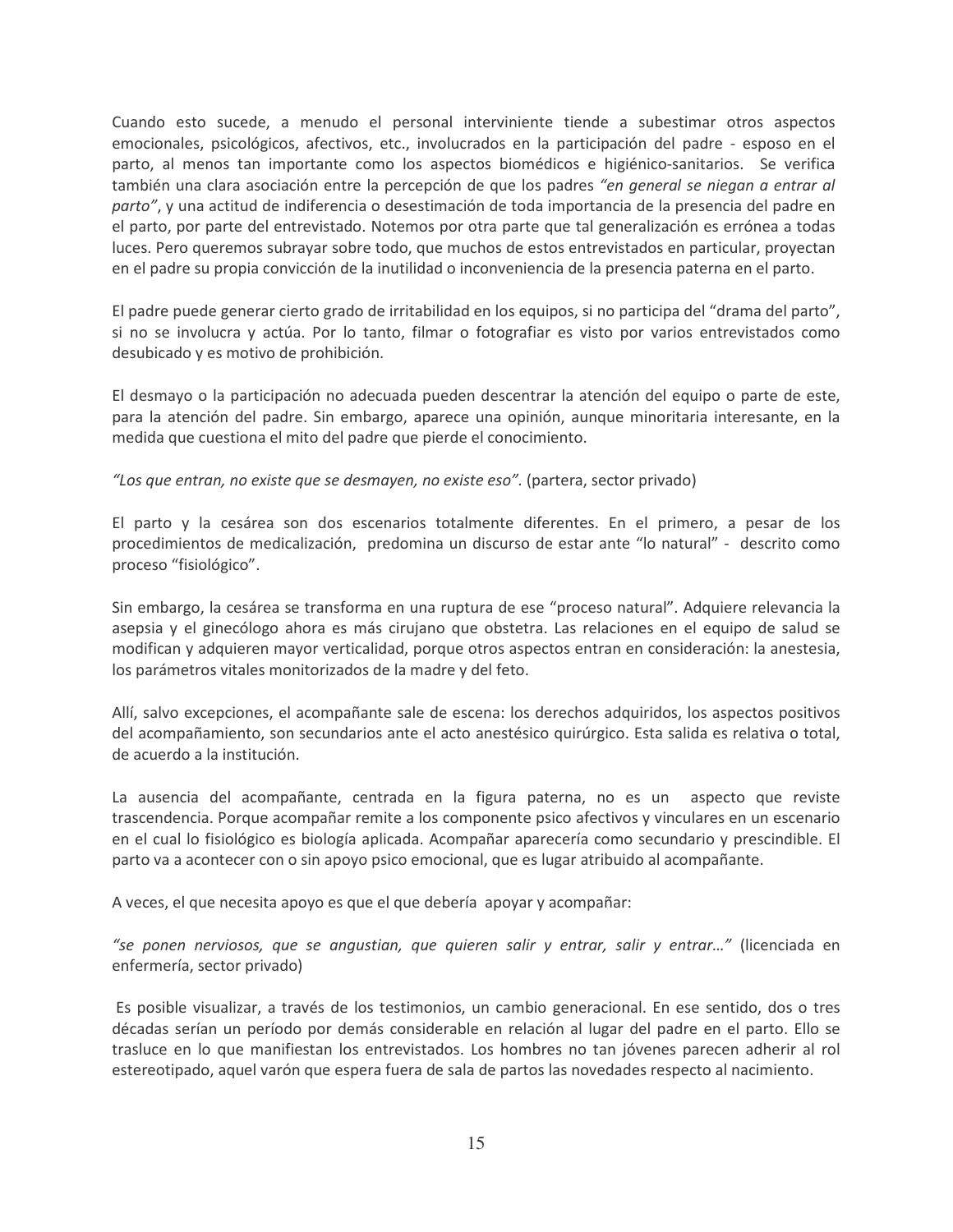Cuando esto sucede, a menudo el personal interviniente tiende a subestimar otros aspectos emocionales, psicológicos, afectivos, etc., involucrados en la participación del padre - esposo en el parto, al menos tan importante como los aspectos biomédicos e higiénico-sanitarios. Se verifica también una clara asociación entre la percepción de que los padres *"en general se niegan a entrar al parto"*, y una actitud de indiferencia o desestimación de toda importancia de la presencia del padre en el parto, por parte del entrevistado. Notemos por otra parte que tal generalización es errónea a todas luces. Pero queremos subrayar sobre todo, que muchos de estos entrevistados en particular, proyectan en el padre su propia convicción de la inutilidad o inconveniencia de la presencia paterna en el parto.

El padre puede generar cierto grado de irritabilidad en los equipos, si no participa del "drama del parto", si no se involucra y actúa. Por lo tanto, filmar o fotografiar es visto por varios entrevistados como desubicado y es motivo de prohibición.

El desmayo o la participación no adecuada pueden descentrar la atención del equipo o parte de este, para la atención del padre. Sin embargo, aparece una opinión, aunque minoritaria interesante, en la medida que cuestiona el mito del padre que pierde el conocimiento.

*"Los que entran, no existe que se desmayen, no existe eso".* (partera, sector privado)

El parto y la cesárea son dos escenarios totalmente diferentes. En el primero, a pesar de los procedimientos de medicalización, predomina un discurso de estar ante "lo natural" - descrito como proceso "fisiológico".

Sin embargo, la cesárea se transforma en una ruptura de ese "proceso natural". Adquiere relevancia la asepsia y el ginecólogo ahora es más cirujano que obstetra. Las relaciones en el equipo de salud se modifican y adquieren mayor verticalidad, porque otros aspectos entran en consideración: la anestesia, los parámetros vitales monitorizados de la madre y del feto.

Allí, salvo excepciones, el acompañante sale de escena: los derechos adquiridos, los aspectos positivos del acompañamiento, son secundarios ante el acto anestésico quirúrgico. Esta salida es relativa o total, de acuerdo a la institución.

La ausencia del acompañante, centrada en la figura paterna, no es un aspecto que reviste trascendencia. Porque acompañar remite a los componente psico afectivos y vinculares en un escenario en el cual lo fisiológico es biología aplicada. Acompañar aparecería como secundario y prescindible. El parto va a acontecer con o sin apoyo psico emocional, que es lugar atribuido al acompañante.

A veces, el que necesita apoyo es que el que debería apoyar y acompañar:

*"se ponen nerviosos, que se angustian, que quieren salir y entrar, salir y entrar…"* (licenciada en enfermería, sector privado)

Es posible visualizar, a través de los testimonios, un cambio generacional. En ese sentido, dos o tres décadas serían un período por demás considerable en relación al lugar del padre en el parto. Ello se trasluce en lo que manifiestan los entrevistados. Los hombres no tan jóvenes parecen adherir al rol estereotipado, aquel varón que espera fuera de sala de partos las novedades respecto al nacimiento.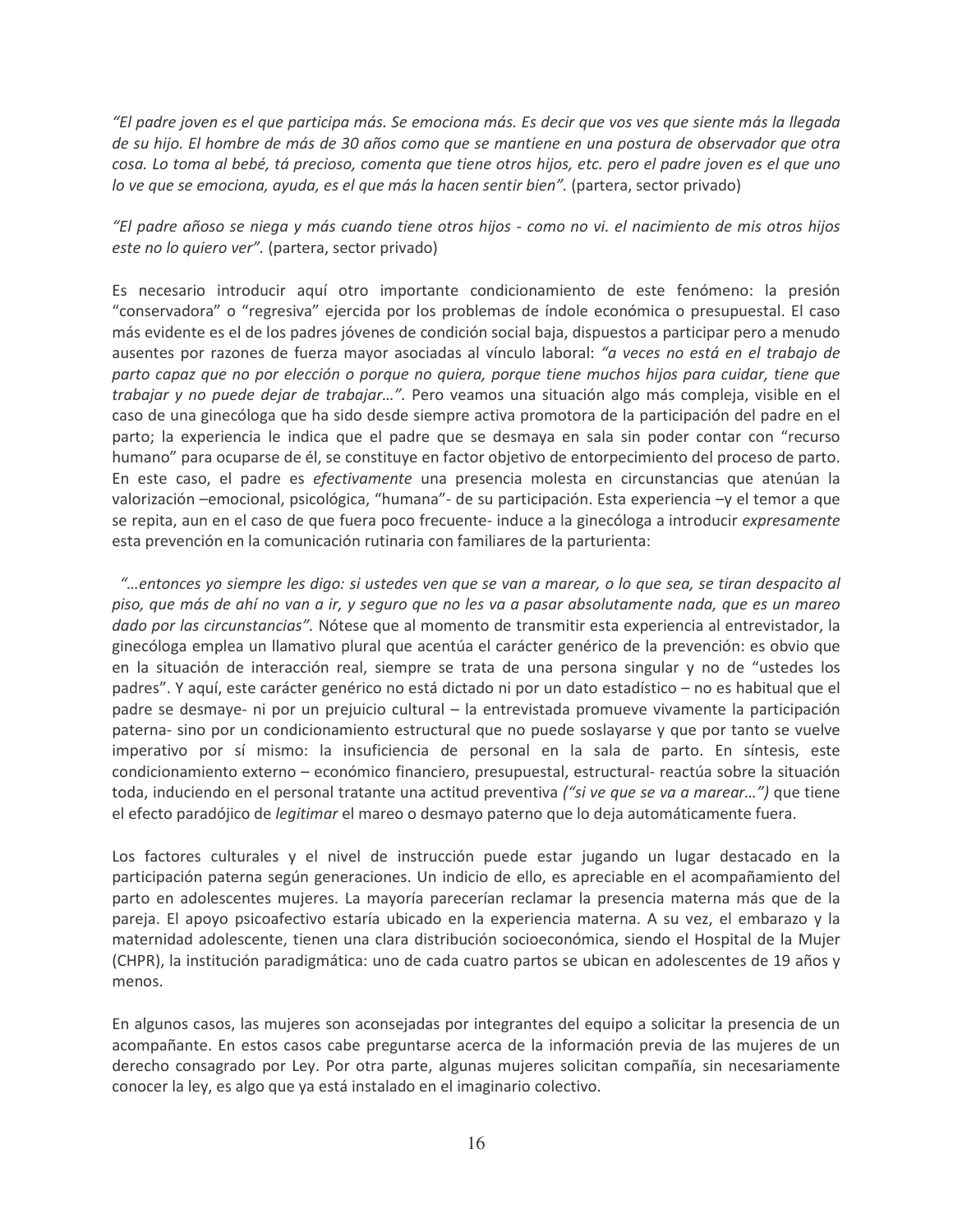*"El padre joven es el que participa más. Se emociona más. Es decir que vos ves que siente más la llegada de su hijo. El hombre de más de 30 años como que se mantiene en una postura de observador que otra cosa. Lo toma al bebé, tá precioso, comenta que tiene otros hijos, etc. pero el padre joven es el que uno lo ve que se emociona, ayuda, es el que más la hacen sentir bien".* (partera, sector privado)

*"El padre añoso se niega y más cuando tiene otros hijos - como no vi. el nacimiento de mis otros hijos este no lo quiero ver".* (partera, sector privado)

Es necesario introducir aquí otro importante condicionamiento de este fenómeno: la presión "conservadora" o "regresiva" ejercida por los problemas de índole económica o presupuestal. El caso más evidente es el de los padres jóvenes de condición social baja, dispuestos a participar pero a menudo ausentes por razones de fuerza mayor asociadas al vínculo laboral: *"a veces no está en el trabajo de parto capaz que no por elección o porque no quiera, porque tiene muchos hijos para cuidar, tiene que trabajar y no puede dejar de trabajar…".* Pero veamos una situación algo más compleja, visible en el caso de una ginecóloga que ha sido desde siempre activa promotora de la participación del padre en el parto; la experiencia le indica que el padre que se desmaya en sala sin poder contar con "recurso humano" para ocuparse de él, se constituye en factor objetivo de entorpecimiento del proceso de parto. En este caso, el padre es *efectivamente* una presencia molesta en circunstancias que atenúan la valorización –emocional, psicológica, "humana"- de su participación. Esta experiencia –y el temor a que se repita, aun en el caso de que fuera poco frecuente- induce a la ginecóloga a introducir *expresamente* esta prevención en la comunicación rutinaria con familiares de la parturienta:

*"…entonces yo siempre les digo: si ustedes ven que se van a marear, o lo que sea, se tiran despacito al piso, que más de ahí no van a ir, y seguro que no les va a pasar absolutamente nada, que es un mareo dado por las circunstancias".* Nótese que al momento de transmitir esta experiencia al entrevistador, la ginecóloga emplea un llamativo plural que acentúa el carácter genérico de la prevención: es obvio que en la situación de interacción real, siempre se trata de una persona singular y no de "ustedes los padres". Y aquí, este carácter genérico no está dictado ni por un dato estadístico – no es habitual que el padre se desmaye- ni por un prejuicio cultural – la entrevistada promueve vivamente la participación paterna- sino por un condicionamiento estructural que no puede soslayarse y que por tanto se vuelve imperativo por sí mismo: la insuficiencia de personal en la sala de parto. En síntesis, este condicionamiento externo – económico financiero, presupuestal, estructural- reactúa sobre la situación toda, induciendo en el personal tratante una actitud preventiva *("si ve que se va a marear…")* que tiene el efecto paradójico de *legitimar* el mareo o desmayo paterno que lo deja automáticamente fuera.

Los factores culturales y el nivel de instrucción puede estar jugando un lugar destacado en la participación paterna según generaciones. Un indicio de ello, es apreciable en el acompañamiento del parto en adolescentes mujeres. La mayoría parecerían reclamar la presencia materna más que de la pareja. El apoyo psicoafectivo estaría ubicado en la experiencia materna. A su vez, el embarazo y la maternidad adolescente, tienen una clara distribución socioeconómica, siendo el Hospital de la Mujer (CHPR), la institución paradigmática: uno de cada cuatro partos se ubican en adolescentes de 19 años y menos.

En algunos casos, las mujeres son aconsejadas por integrantes del equipo a solicitar la presencia de un acompañante. En estos casos cabe preguntarse acerca de la información previa de las mujeres de un derecho consagrado por Ley. Por otra parte, algunas mujeres solicitan compañía, sin necesariamente conocer la ley, es algo que ya está instalado en el imaginario colectivo.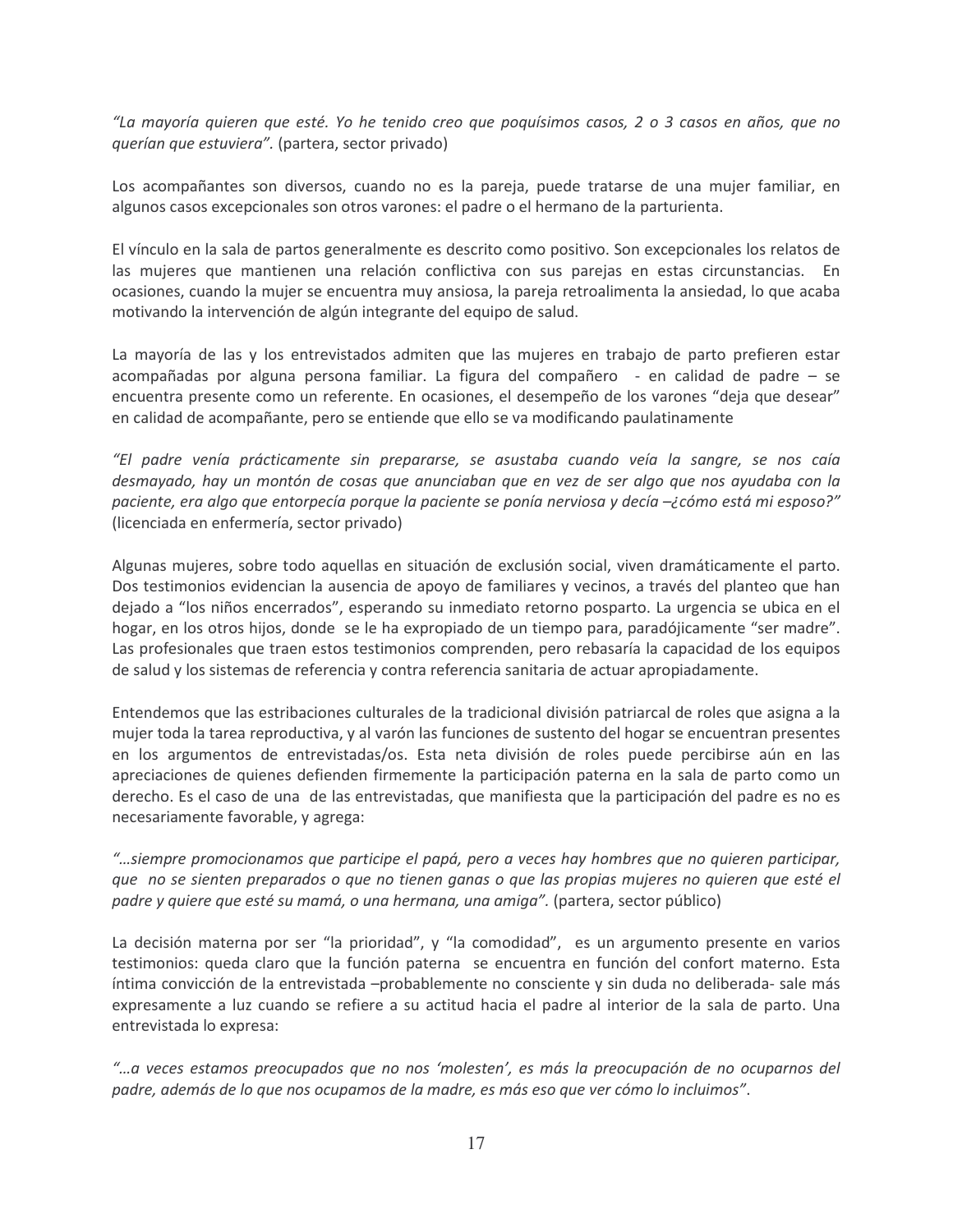*“La mayoría quieren que esté. Yo he tenido creo que poquísimos casos, 2 o 3 casos en años, que no querían que estuviera”.* (partera, sector privado)

Los acompañantes son diversos, cuando no es la pareja, puede tratarse de una mujer familiar, en algunos casos excepcionales son otros varones: el padre o el hermano de la parturienta.

El vínculo en la sala de partos generalmente es descrito como positivo. Son excepcionales los relatos de las mujeres que mantienen una relación conflictiva con sus parejas en estas circunstancias. En ocasiones, cuando la mujer se encuentra muy ansiosa, la pareja retroalimenta la ansiedad, lo que acaba motivando la intervención de algún integrante del equipo de salud.

La mayoría de las y los entrevistados admiten que las mujeres en trabajo de parto prefieren estar acompañadas por alguna persona familiar. La figura del compañero - en calidad de padre – se encuentra presente como un referente. En ocasiones, el desempeño de los varones “deja que desear” en calidad de acompañante, pero se entiende que ello se va modificando paulatinamente

*“El padre venía prácticamente sin prepararse, se asustaba cuando veía la sangre, se nos caía desmayado, hay un montón de cosas que anunciaban que en vez de ser algo que nos ayudaba con la paciente, era algo que entorpecía porque la paciente se ponía nerviosa y decía –¿cómo está mi esposo?”* (licenciada en enfermería, sector privado)

Algunas mujeres, sobre todo aquellas en situación de exclusión social, viven dramáticamente el parto. Dos testimonios evidencian la ausencia de apoyo de familiares y vecinos, a través del planteo que han dejado a “los niños encerrados”, esperando su inmediato retorno posparto. La urgencia se ubica en el hogar, en los otros hijos, donde se le ha expropiado de un tiempo para, paradójicamente “ser madre”. Las profesionales que traen estos testimonios comprenden, pero rebasaría la capacidad de los equipos de salud y los sistemas de referencia y contra referencia sanitaria de actuar apropiadamente.

Entendemos que las estribaciones culturales de la tradicional división patriarcal de roles que asigna a la mujer toda la tarea reproductiva, y al varón las funciones de sustento del hogar se encuentran presentes en los argumentos de entrevistadas/os. Esta neta división de roles puede percibirse aún en las apreciaciones de quienes defienden firmemente la participación paterna en la sala de parto como un derecho. Es el caso de una de las entrevistadas, que manifiesta que la participación del padre es no es necesariamente favorable, y agrega:

*“…siempre promocionamos que participe el papá, pero a veces hay hombres que no quieren participar, que no se sienten preparados o que no tienen ganas o que las propias mujeres no quieren que esté el padre y quiere que esté su mamá, o una hermana, una amiga”.* (partera, sector público)

La decisión materna por ser “la prioridad”, y “la comodidad”, es un argumento presente en varios testimonios: queda claro que la función paterna se encuentra en función del confort materno. Esta íntima convicción de la entrevistada –probablemente no consciente y sin duda no deliberada- sale más expresamente a luz cuando se refiere a su actitud hacia el padre al interior de la sala de parto. Una entrevistada lo expresa:

*“…a veces estamos preocupados que no nos ‘molesten’, es más la preocupación de no ocuparnos del padre, además de lo que nos ocupamos de la madre, es más eso que ver cómo lo incluimos”.*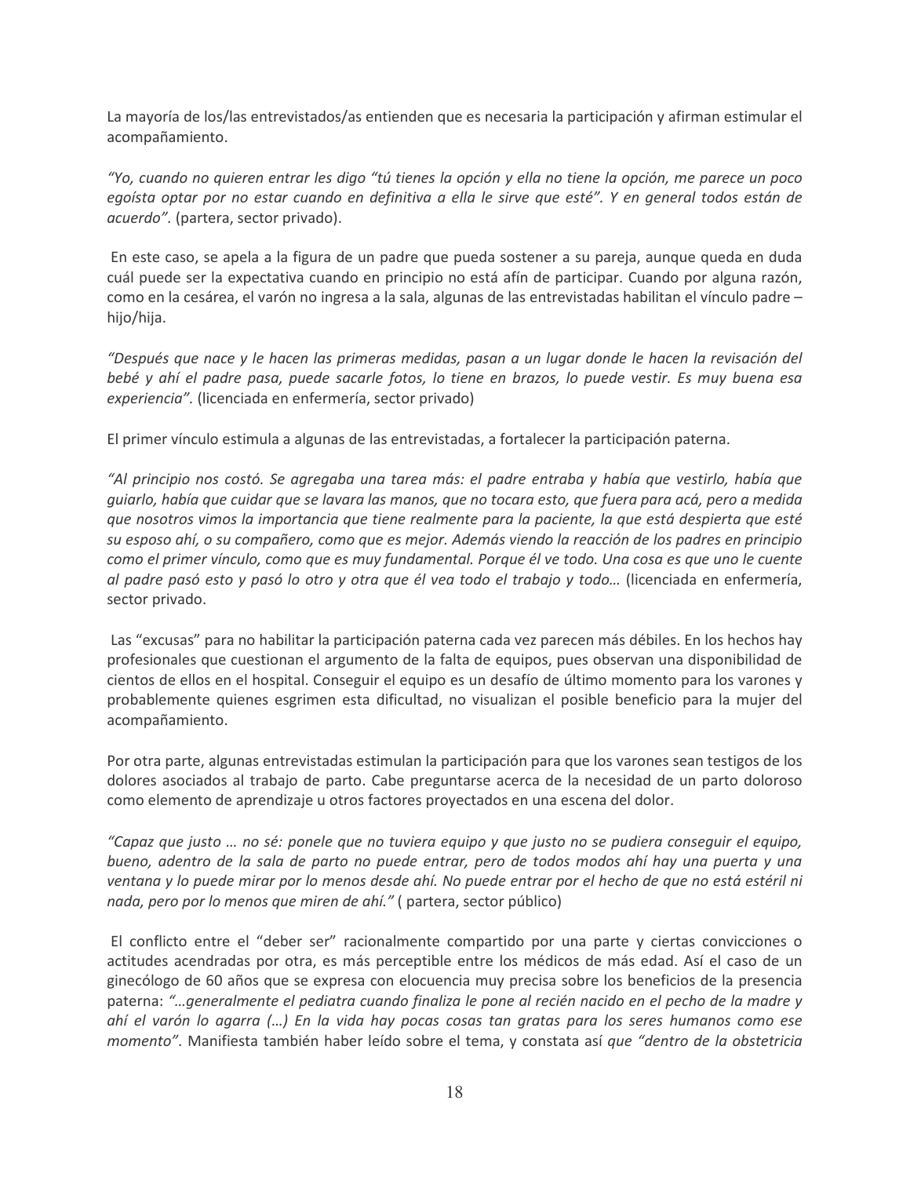La mayoría de los/las entrevistados/as entienden que es necesaria la participación y afirman estimular el acompañamiento.

*"Yo, cuando no quieren entrar les digo "tú tienes la opción y ella no tiene la opción, me parece un poco egoísta optar por no estar cuando en definitiva a ella le sirve que esté". Y en general todos están de acuerdo".* (partera, sector privado).

En este caso, se apela a la figura de un padre que pueda sostener a su pareja, aunque queda en duda cuál puede ser la expectativa cuando en principio no está afín de participar. Cuando por alguna razón, como en la cesárea, el varón no ingresa a la sala, algunas de las entrevistadas habilitan el vínculo padre – hijo/hija.

*"Después que nace y le hacen las primeras medidas, pasan a un lugar donde le hacen la revisación del bebé y ahí el padre pasa, puede sacarle fotos, lo tiene en brazos, lo puede vestir. Es muy buena esa experiencia".* (licenciada en enfermería, sector privado)

El primer vínculo estimula a algunas de las entrevistadas, a fortalecer la participación paterna.

*"Al principio nos costó. Se agregaba una tarea más: el padre entraba y había que vestirlo, había que guiarlo, había que cuidar que se lavara las manos, que no tocara esto, que fuera para acá, pero a medida que nosotros vimos la importancia que tiene realmente para la paciente, la que está despierta que esté su esposo ahí, o su compañero, como que es mejor. Además viendo la reacción de los padres en principio como el primer vínculo, como que es muy fundamental. Porque él ve todo. Una cosa es que uno le cuente al padre pasó esto y pasó lo otro y otra que él vea todo el trabajo y todo…* (licenciada en enfermería, sector privado.

Las "excusas" para no habilitar la participación paterna cada vez parecen más débiles. En los hechos hay profesionales que cuestionan el argumento de la falta de equipos, pues observan una disponibilidad de cientos de ellos en el hospital. Conseguir el equipo es un desafío de último momento para los varones y probablemente quienes esgrimen esta dificultad, no visualizan el posible beneficio para la mujer del acompañamiento.

Por otra parte, algunas entrevistadas estimulan la participación para que los varones sean testigos de los dolores asociados al trabajo de parto. Cabe preguntarse acerca de la necesidad de un parto doloroso como elemento de aprendizaje u otros factores proyectados en una escena del dolor.

*"Capaz que justo … no sé: ponele que no tuviera equipo y que justo no se pudiera conseguir el equipo, bueno, adentro de la sala de parto no puede entrar, pero de todos modos ahí hay una puerta y una ventana y lo puede mirar por lo menos desde ahí. No puede entrar por el hecho de que no está estéril ni nada, pero por lo menos que miren de ahí."* ( partera, sector público)

El conflicto entre el "deber ser" racionalmente compartido por una parte y ciertas convicciones o actitudes acendradas por otra, es más perceptible entre los médicos de más edad. Así el caso de un ginecólogo de 60 años que se expresa con elocuencia muy precisa sobre los beneficios de la presencia paterna: *"…generalmente el pediatra cuando finaliza le pone al recién nacido en el pecho de la madre y ahí el varón lo agarra (…) En la vida hay pocas cosas tan gratas para los seres humanos como ese momento"*. Manifiesta también haber leído sobre el tema, y constata así *que "dentro de la obstetricia*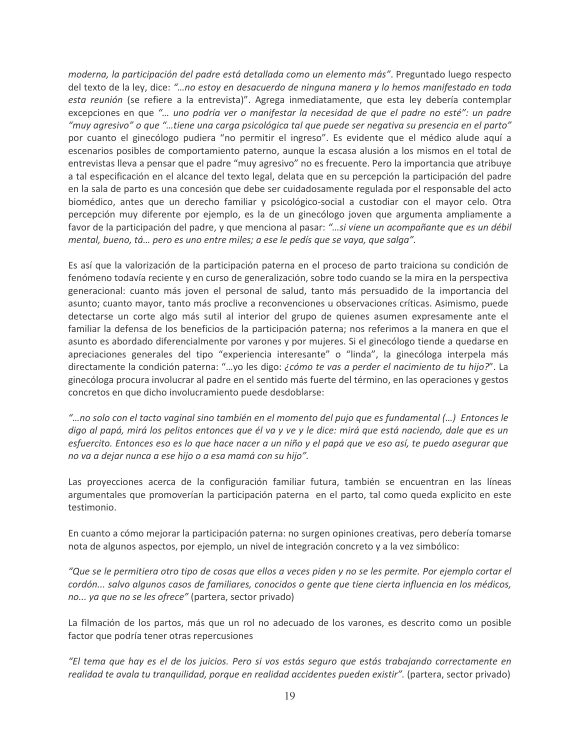*moderna, la participación del padre está detallada como un elemento más"*. Preguntado luego respecto del texto de la ley, dice: *"…no estoy en desacuerdo de ninguna manera y lo hemos manifestado en toda esta reunión* (se refiere a la entrevista)". Agrega inmediatamente, que esta ley debería contemplar excepciones en que *"… uno podría ver o manifestar la necesidad de que el padre no esté": un padre "muy agresivo" o que "…tiene una carga psicológica tal que puede ser negativa su presencia en el parto"* por cuanto el ginecólogo pudiera "no permitir el ingreso". Es evidente que el médico alude aquí a escenarios posibles de comportamiento paterno, aunque la escasa alusión a los mismos en el total de entrevistas lleva a pensar que el padre "muy agresivo" no es frecuente. Pero la importancia que atribuye a tal especificación en el alcance del texto legal, delata que en su percepción la participación del padre en la sala de parto es una concesión que debe ser cuidadosamente regulada por el responsable del acto biomédico, antes que un derecho familiar y psicológico-social a custodiar con el mayor celo. Otra percepción muy diferente por ejemplo, es la de un ginecólogo joven que argumenta ampliamente a favor de la participación del padre, y que menciona al pasar: *"…si viene un acompañante que es un débil mental, bueno, tá… pero es uno entre miles; a ese le pedís que se vaya, que salga".*

Es así que la valorización de la participación paterna en el proceso de parto traiciona su condición de fenómeno todavía reciente y en curso de generalización, sobre todo cuando se la mira en la perspectiva generacional: cuanto más joven el personal de salud, tanto más persuadido de la importancia del asunto; cuanto mayor, tanto más proclive a reconvenciones u observaciones críticas. Asimismo, puede detectarse un corte algo más sutil al interior del grupo de quienes asumen expresamente ante el familiar la defensa de los beneficios de la participación paterna; nos referimos a la manera en que el asunto es abordado diferencialmente por varones y por mujeres. Si el ginecólogo tiende a quedarse en apreciaciones generales del tipo "experiencia interesante" o "linda", la ginecóloga interpela más directamente la condición paterna: "…yo les digo: *¿cómo te vas a perder el nacimiento de tu hijo?*". La ginecóloga procura involucrar al padre en el sentido más fuerte del término, en las operaciones y gestos concretos en que dicho involucramiento puede desdoblarse:

*"…no solo con el tacto vaginal sino también en el momento del pujo que es fundamental (…) Entonces le digo al papá, mirá los pelitos entonces que él va y ve y le dice: mirá que está naciendo, dale que es un esfuercito. Entonces eso es lo que hace nacer a un niño y el papá que ve eso así, te puedo asegurar que no va a dejar nunca a ese hijo o a esa mamá con su hijo".*

Las proyecciones acerca de la configuración familiar futura, también se encuentran en las líneas argumentales que promoverían la participación paterna en el parto, tal como queda explicito en este testimonio.

En cuanto a cómo mejorar la participación paterna: no surgen opiniones creativas, pero debería tomarse nota de algunos aspectos, por ejemplo, un nivel de integración concreto y a la vez simbólico:

*"Que se le permitiera otro tipo de cosas que ellos a veces piden y no se les permite. Por ejemplo cortar el cordón... salvo algunos casos de familiares, conocidos o gente que tiene cierta influencia en los médicos, no... ya que no se les ofrece"* (partera, sector privado)

La filmación de los partos, más que un rol no adecuado de los varones, es descrito como un posible factor que podría tener otras repercusiones

*"El tema que hay es el de los juicios. Pero si vos estás seguro que estás trabajando correctamente en realidad te avala tu tranquilidad, porque en realidad accidentes pueden existir".* (partera, sector privado)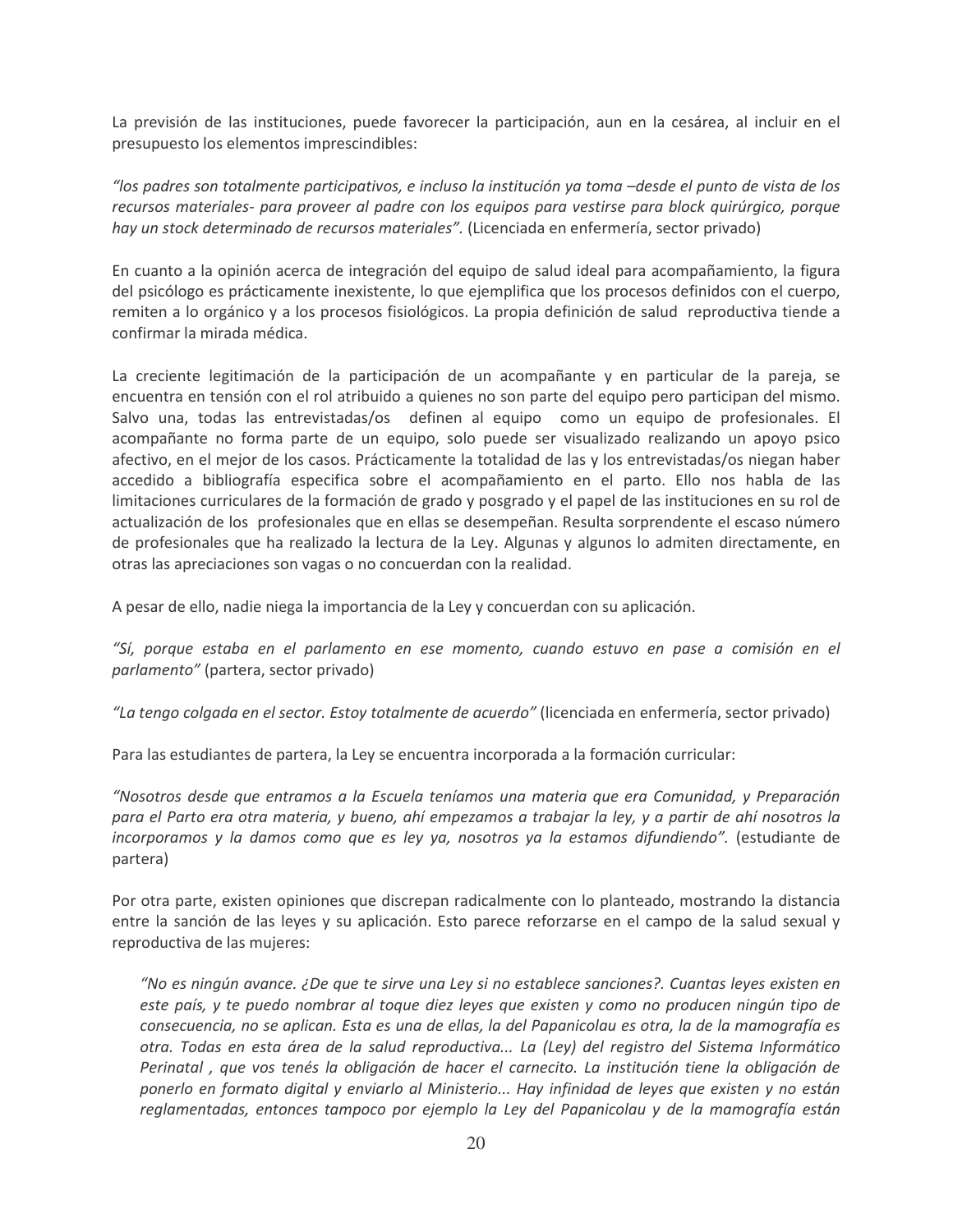La previsión de las instituciones, puede favorecer la participación, aun en la cesárea, al incluir en el presupuesto los elementos imprescindibles:

*"los padres son totalmente participativos, e incluso la institución ya toma –desde el punto de vista de los recursos materiales- para proveer al padre con los equipos para vestirse para block quirúrgico, porque hay un stock determinado de recursos materiales".* (Licenciada en enfermería, sector privado)

En cuanto a la opinión acerca de integración del equipo de salud ideal para acompañamiento, la figura del psicólogo es prácticamente inexistente, lo que ejemplifica que los procesos definidos con el cuerpo, remiten a lo orgánico y a los procesos fisiológicos. La propia definición de salud reproductiva tiende a confirmar la mirada médica.

La creciente legitimación de la participación de un acompañante y en particular de la pareja, se encuentra en tensión con el rol atribuido a quienes no son parte del equipo pero participan del mismo. Salvo una, todas las entrevistadas/os definen al equipo como un equipo de profesionales. El acompañante no forma parte de un equipo, solo puede ser visualizado realizando un apoyo psico afectivo, en el mejor de los casos. Prácticamente la totalidad de las y los entrevistadas/os niegan haber accedido a bibliografía especifica sobre el acompañamiento en el parto. Ello nos habla de las limitaciones curriculares de la formación de grado y posgrado y el papel de las instituciones en su rol de actualización de los profesionales que en ellas se desempeñan. Resulta sorprendente el escaso número de profesionales que ha realizado la lectura de la Ley. Algunas y algunos lo admiten directamente, en otras las apreciaciones son vagas o no concuerdan con la realidad.

A pesar de ello, nadie niega la importancia de la Ley y concuerdan con su aplicación.

*"Sí, porque estaba en el parlamento en ese momento, cuando estuvo en pase a comisión en el parlamento"* (partera, sector privado)

*"La tengo colgada en el sector. Estoy totalmente de acuerdo"* (licenciada en enfermería, sector privado)

Para las estudiantes de partera, la Ley se encuentra incorporada a la formación curricular:

*"Nosotros desde que entramos a la Escuela teníamos una materia que era Comunidad, y Preparación para el Parto era otra materia, y bueno, ahí empezamos a trabajar la ley, y a partir de ahí nosotros la incorporamos y la damos como que es ley ya, nosotros ya la estamos difundiendo".* (estudiante de partera)

Por otra parte, existen opiniones que discrepan radicalmente con lo planteado, mostrando la distancia entre la sanción de las leyes y su aplicación. Esto parece reforzarse en el campo de la salud sexual y reproductiva de las mujeres:

> *"No es ningún avance. ¿De que te sirve una Ley si no establece sanciones?. Cuantas leyes existen en este país, y te puedo nombrar al toque diez leyes que existen y como no producen ningún tipo de consecuencia, no se aplican. Esta es una de ellas, la del Papanicolau es otra, la de la mamografía es otra. Todas en esta área de la salud reproductiva... La (Ley) del registro del Sistema Informático Perinatal , que vos tenés la obligación de hacer el carnecito. La institución tiene la obligación de ponerlo en formato digital y enviarlo al Ministerio... Hay infinidad de leyes que existen y no están reglamentadas, entonces tampoco por ejemplo la Ley del Papanicolau y de la mamografía están*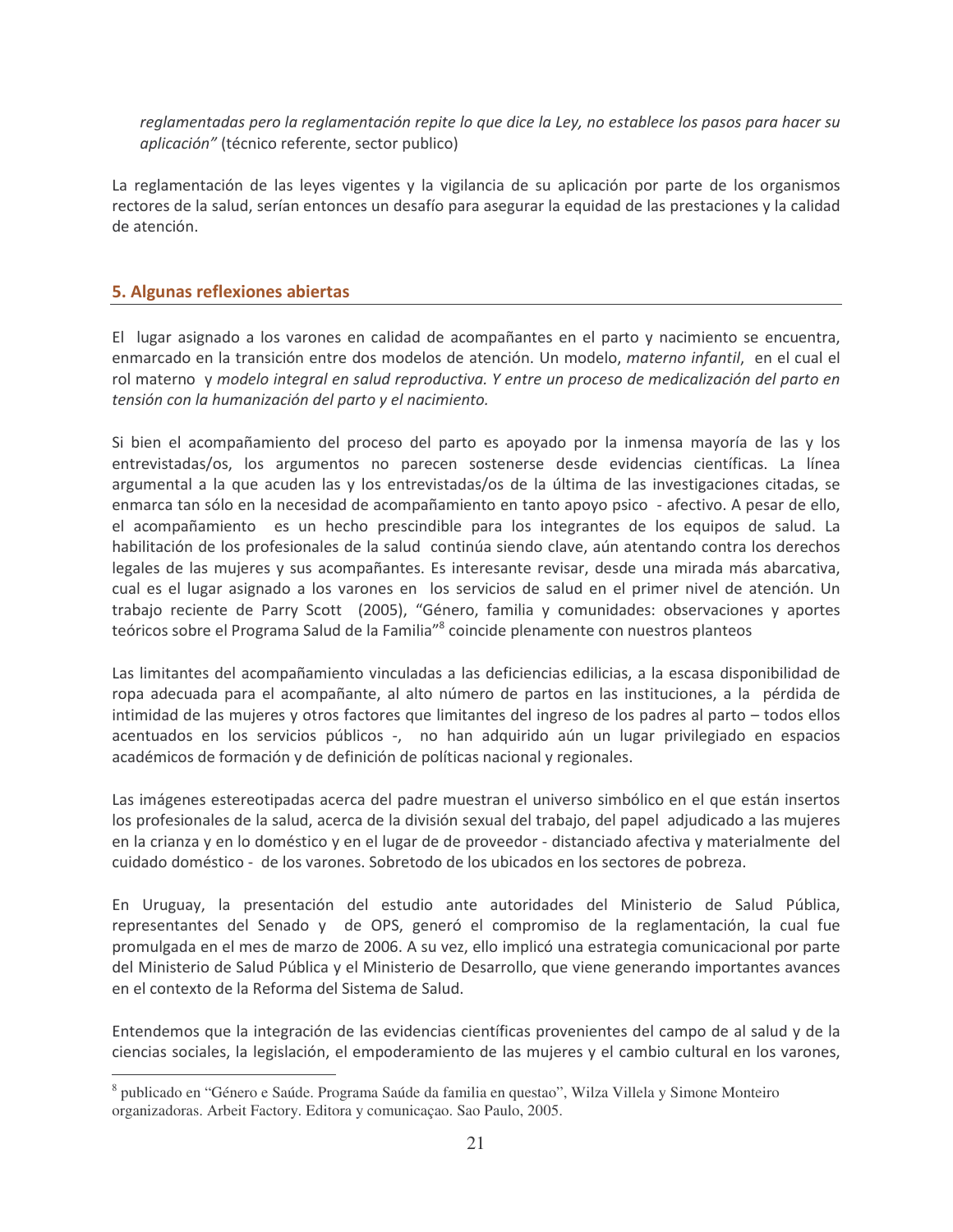*reglamentadas pero la reglamentación repite lo que dice la Ley, no establece los pasos para hacer su aplicación"* (técnico referente, sector publico)

La reglamentación de las leyes vigentes y la vigilancia de su aplicación por parte de los organismos rectores de la salud, serían entonces un desafío para asegurar la equidad de las prestaciones y la calidad de atención.

## 5. Algunas reflexiones abiertas

El lugar asignado a los varones en calidad de acompañantes en el parto y nacimiento se encuentra, enmarcado en la transición entre dos modelos de atención. Un modelo, *materno infantil*, en el cual el rol materno y *modelo integral en salud reproductiva. Y entre un proceso de medicalización del parto en tensión con la humanización del parto y el nacimiento.*

Si bien el acompañamiento del proceso del parto es apoyado por la inmensa mayoría de las y los entrevistadas/os, los argumentos no parecen sostenerse desde evidencias científicas. La línea argumental a la que acuden las y los entrevistadas/os de la última de las investigaciones citadas, se enmarca tan sólo en la necesidad de acompañamiento en tanto apoyo psico - afectivo. A pesar de ello, el acompañamiento es un hecho prescindible para los integrantes de los equipos de salud. La habilitación de los profesionales de la salud continúa siendo clave, aún atentando contra los derechos legales de las mujeres y sus acompañantes. Es interesante revisar, desde una mirada más abarcativa, cual es el lugar asignado a los varones en los servicios de salud en el primer nivel de atención. Un trabajo reciente de Parry Scott (2005), "Género, familia y comunidades: observaciones y aportes teóricos sobre el Programa Salud de la Familia"[8] coincide plenamente con nuestros planteos

Las limitantes del acompañamiento vinculadas a las deficiencias edilicias, a la escasa disponibilidad de ropa adecuada para el acompañante, al alto número de partos en las instituciones, a la pérdida de intimidad de las mujeres y otros factores que limitantes del ingreso de los padres al parto – todos ellos acentuados en los servicios públicos -, no han adquirido aún un lugar privilegiado en espacios académicos de formación y de definición de políticas nacional y regionales.

Las imágenes estereotipadas acerca del padre muestran el universo simbólico en el que están insertos los profesionales de la salud, acerca de la división sexual del trabajo, del papel adjudicado a las mujeres en la crianza y en lo doméstico y en el lugar de de proveedor - distanciado afectiva y materialmente del cuidado doméstico - de los varones. Sobretodo de los ubicados en los sectores de pobreza.

En Uruguay, la presentación del estudio ante autoridades del Ministerio de Salud Pública, representantes del Senado y de OPS, generó el compromiso de la reglamentación, la cual fue promulgada en el mes de marzo de 2006. A su vez, ello implicó una estrategia comunicacional por parte del Ministerio de Salud Pública y el Ministerio de Desarrollo, que viene generando importantes avances en el contexto de la Reforma del Sistema de Salud.

Entendemos que la integración de las evidencias científicas provenientes del campo de al salud y de la ciencias sociales, la legislación, el empoderamiento de las mujeres y el cambio cultural en los varones,

---

[8] publicado en "Género e Saúde. Programa Saúde da familia en questao", Wilza Villela y Simone Monteiro organizadoras. Arbeit Factory. Editora y comunicaçao. Sao Paulo, 2005.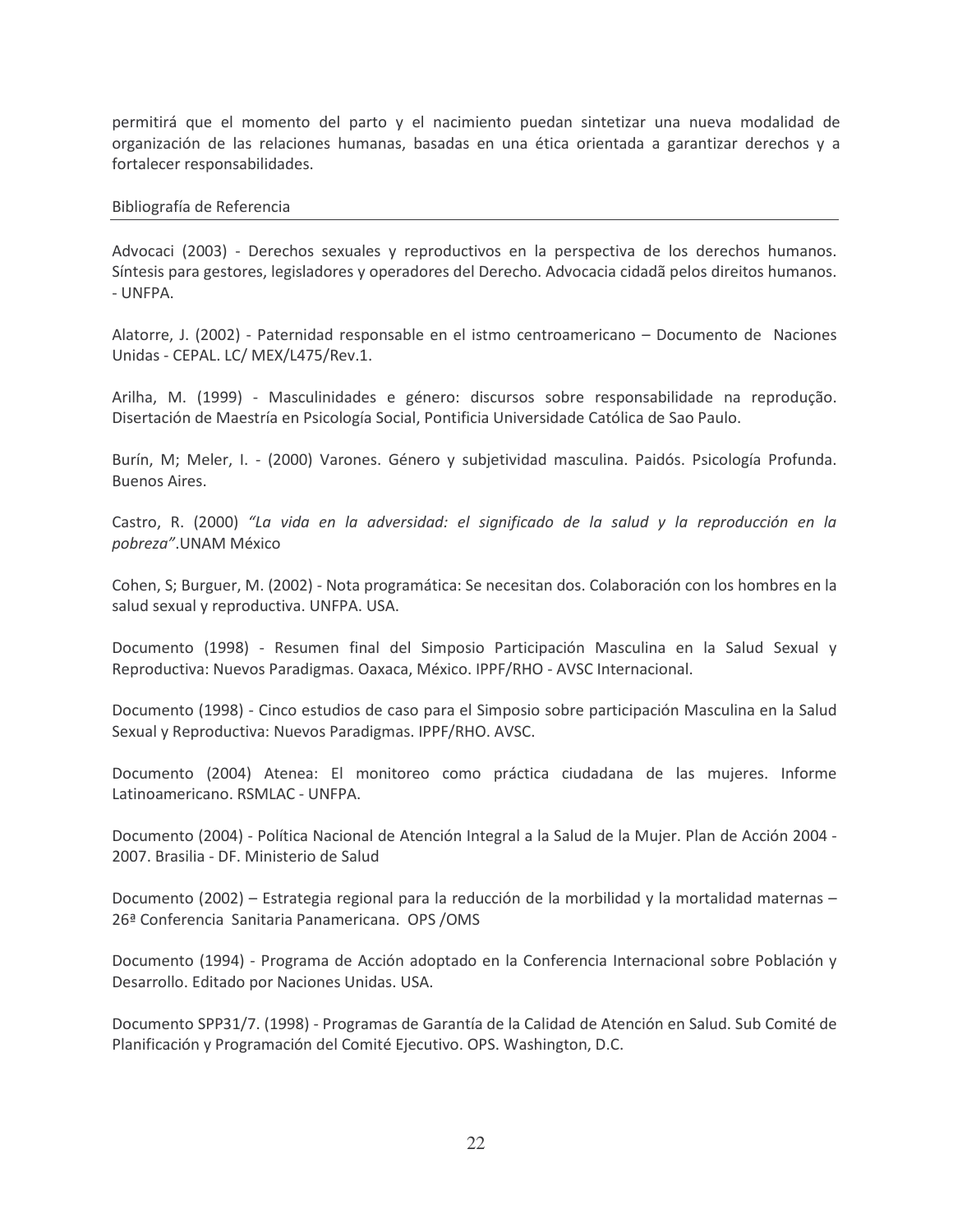permitirá que el momento del parto y el nacimiento puedan sintetizar una nueva modalidad de organización de las relaciones humanas, basadas en una ética orientada a garantizar derechos y a fortalecer responsabilidades.

## Bibliografía de Referencia

Advocaci (2003) - Derechos sexuales y reproductivos en la perspectiva de los derechos humanos. Síntesis para gestores, legisladores y operadores del Derecho. Advocacia cidadã pelos direitos humanos. - UNFPA.

Alatorre, J. (2002) - Paternidad responsable en el istmo centroamericano – Documento de Naciones Unidas - CEPAL. LC/ MEX/L475/Rev.1.

Arilha, M. (1999) - Masculinidades e género: discursos sobre responsabilidade na reprodução. Disertación de Maestría en Psicología Social, Pontificia Universidade Católica de Sao Paulo.

Burín, M; Meler, I. - (2000) Varones. Género y subjetividad masculina. Paidós. Psicología Profunda. Buenos Aires.

Castro, R. (2000) *"La vida en la adversidad: el significado de la salud y la reproducción en la pobreza"*.UNAM México

Cohen, S; Burguer, M. (2002) - Nota programática: Se necesitan dos. Colaboración con los hombres en la salud sexual y reproductiva. UNFPA. USA.

Documento (1998) - Resumen final del Simposio Participación Masculina en la Salud Sexual y Reproductiva: Nuevos Paradigmas. Oaxaca, México. IPPF/RHO - AVSC Internacional.

Documento (1998) - Cinco estudios de caso para el Simposio sobre participación Masculina en la Salud Sexual y Reproductiva: Nuevos Paradigmas. IPPF/RHO. AVSC.

Documento (2004) Atenea: El monitoreo como práctica ciudadana de las mujeres. Informe Latinoamericano. RSMLAC - UNFPA.

Documento (2004) - Política Nacional de Atención Integral a la Salud de la Mujer. Plan de Acción 2004 - 2007. Brasilia - DF. Ministerio de Salud

Documento (2002) – Estrategia regional para la reducción de la morbilidad y la mortalidad maternas – 26ª Conferencia Sanitaria Panamericana. OPS /OMS

Documento (1994) - Programa de Acción adoptado en la Conferencia Internacional sobre Población y Desarrollo. Editado por Naciones Unidas. USA.

Documento SPP31/7. (1998) - Programas de Garantía de la Calidad de Atención en Salud. Sub Comité de Planificación y Programación del Comité Ejecutivo. OPS. Washington, D.C.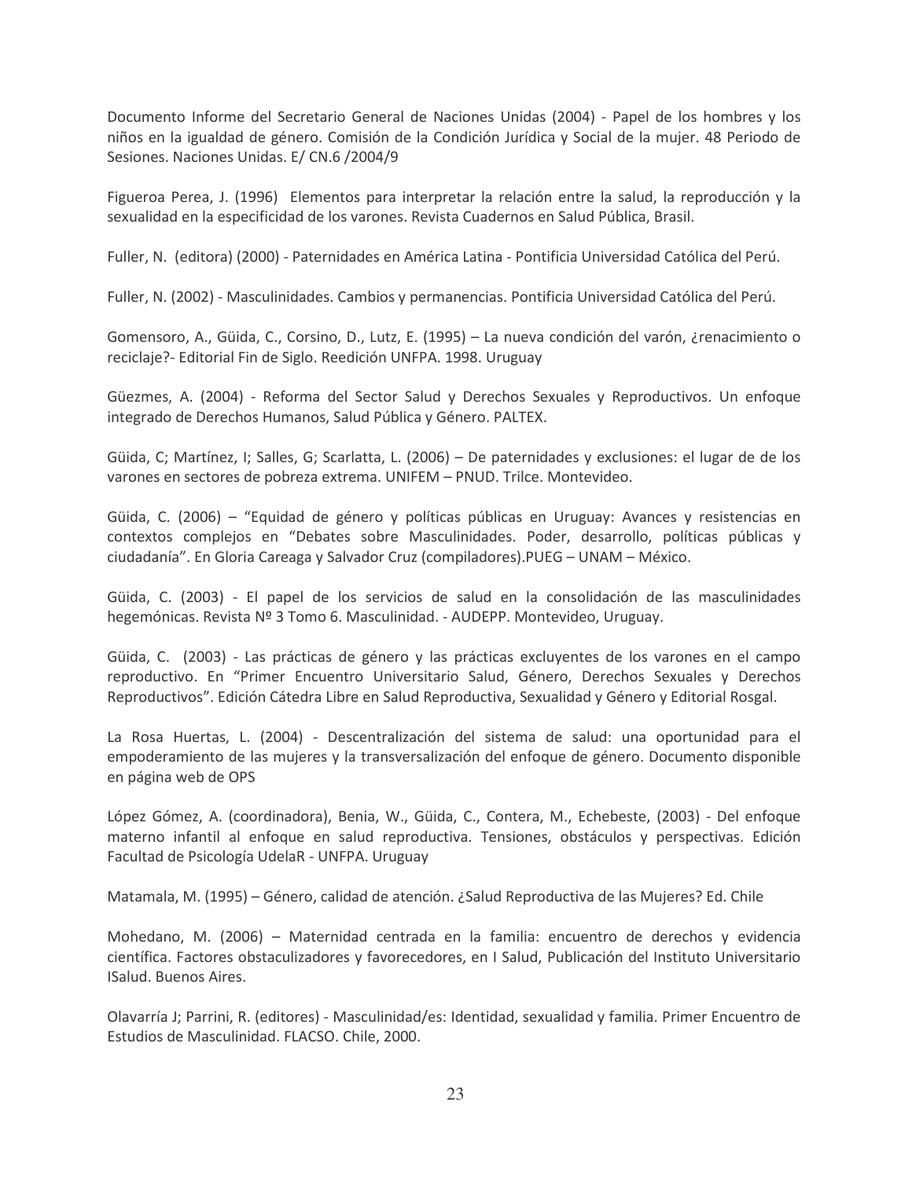Documento Informe del Secretario General de Naciones Unidas (2004) - Papel de los hombres y los niños en la igualdad de género. Comisión de la Condición Jurídica y Social de la mujer. 48 Periodo de Sesiones. Naciones Unidas. E/ CN.6 /2004/9

Figueroa Perea, J. (1996) Elementos para interpretar la relación entre la salud, la reproducción y la sexualidad en la especificidad de los varones. Revista Cuadernos en Salud Pública, Brasil.

Fuller, N. (editora) (2000) - Paternidades en América Latina - Pontificia Universidad Católica del Perú.

Fuller, N. (2002) - Masculinidades. Cambios y permanencias. Pontificia Universidad Católica del Perú.

Gomensoro, A., Güida, C., Corsino, D., Lutz, E. (1995) – La nueva condición del varón, ¿renacimiento o reciclaje?- Editorial Fin de Siglo. Reedición UNFPA. 1998. Uruguay

Güezmes, A. (2004) - Reforma del Sector Salud y Derechos Sexuales y Reproductivos. Un enfoque integrado de Derechos Humanos, Salud Pública y Género. PALTEX.

Güida, C; Martínez, I; Salles, G; Scarlatta, L. (2006) – De paternidades y exclusiones: el lugar de de los varones en sectores de pobreza extrema. UNIFEM – PNUD. Trilce. Montevideo.

Güida, C. (2006) – "Equidad de género y políticas públicas en Uruguay: Avances y resistencias en contextos complejos en "Debates sobre Masculinidades. Poder, desarrollo, políticas públicas y ciudadanía". En Gloria Careaga y Salvador Cruz (compiladores).PUEG – UNAM – México.

Güida, C. (2003) - El papel de los servicios de salud en la consolidación de las masculinidades hegemónicas. Revista Nº 3 Tomo 6. Masculinidad. - AUDEPP. Montevideo, Uruguay.

Güida, C. (2003) - Las prácticas de género y las prácticas excluyentes de los varones en el campo reproductivo. En "Primer Encuentro Universitario Salud, Género, Derechos Sexuales y Derechos Reproductivos". Edición Cátedra Libre en Salud Reproductiva, Sexualidad y Género y Editorial Rosgal.

La Rosa Huertas, L. (2004) - Descentralización del sistema de salud: una oportunidad para el empoderamiento de las mujeres y la transversalización del enfoque de género. Documento disponible en página web de OPS

López Gómez, A. (coordinadora), Benia, W., Güida, C., Contera, M., Echebeste, (2003) - Del enfoque materno infantil al enfoque en salud reproductiva. Tensiones, obstáculos y perspectivas. Edición Facultad de Psicología UdelaR - UNFPA. Uruguay

Matamala, M. (1995) – Género, calidad de atención. ¿Salud Reproductiva de las Mujeres? Ed. Chile

Mohedano, M. (2006) – Maternidad centrada en la familia: encuentro de derechos y evidencia científica. Factores obstaculizadores y favorecedores, en I Salud, Publicación del Instituto Universitario ISalud. Buenos Aires.

Olavarría J; Parrini, R. (editores) - Masculinidad/es: Identidad, sexualidad y familia. Primer Encuentro de Estudios de Masculinidad. FLACSO. Chile, 2000.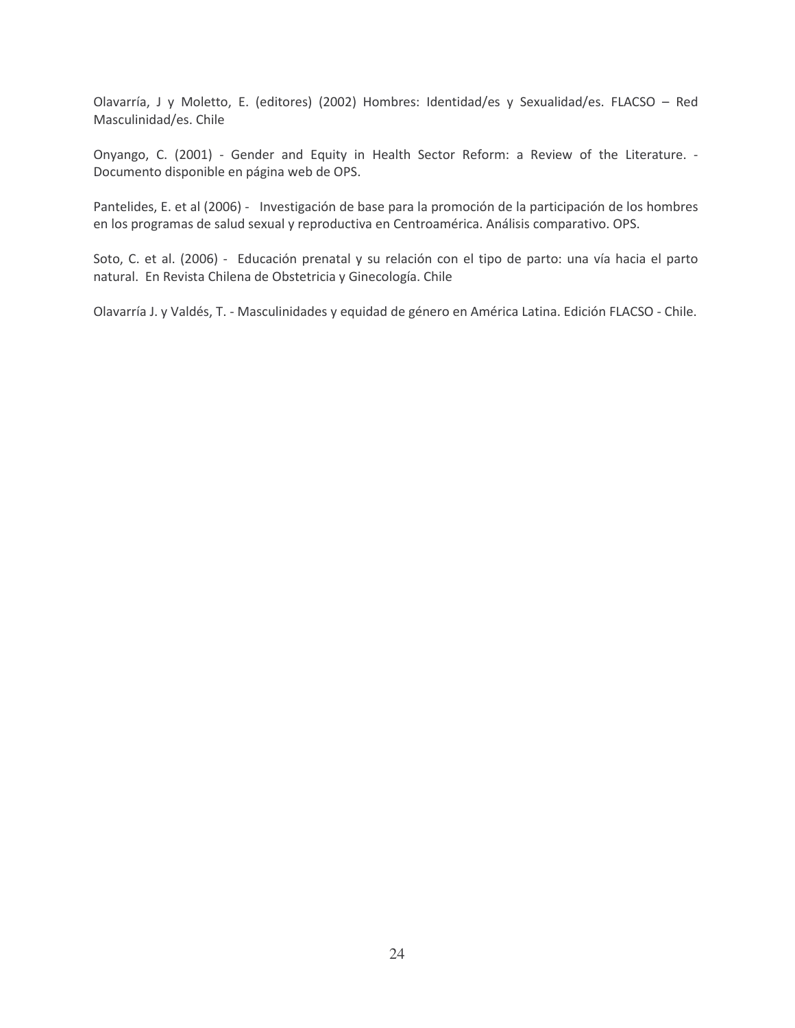Olavarría, J y Moletto, E. (editores) (2002) Hombres: Identidad/es y Sexualidad/es. FLACSO – Red Masculinidad/es. Chile

Onyango, C. (2001) - Gender and Equity in Health Sector Reform: a Review of the Literature. - Documento disponible en página web de OPS.

Pantelides, E. et al (2006) - Investigación de base para la promoción de la participación de los hombres en los programas de salud sexual y reproductiva en Centroamérica. Análisis comparativo. OPS.

Soto, C. et al. (2006) - Educación prenatal y su relación con el tipo de parto: una vía hacia el parto natural. En Revista Chilena de Obstetricia y Ginecología. Chile

Olavarría J. y Valdés, T. - Masculinidades y equidad de género en América Latina. Edición FLACSO - Chile.